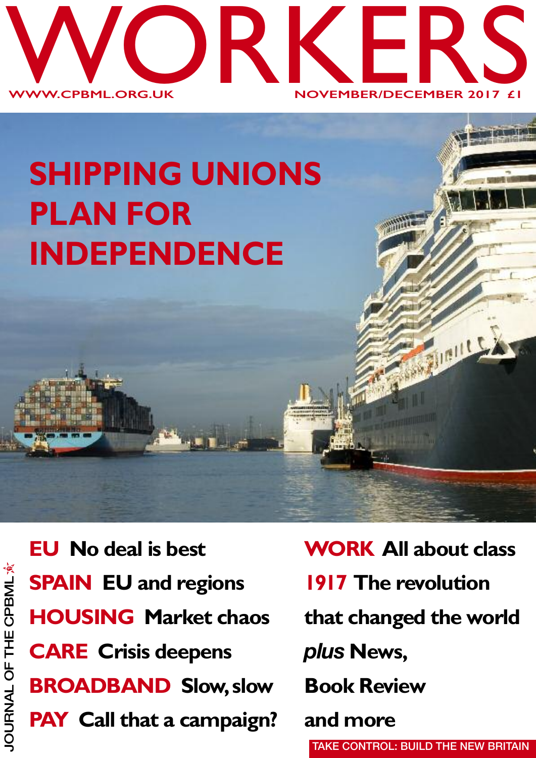# WORKERS

WWW.CPBML.ORG.UK

NOVEMBER/DECEMBER 2017 £1

## SHIPPING UNIONS PLAN FOR INDEPENDENCE

**EU** No deal is best

**SPAIN** EU and regions

**HOUSING** Market chaos

**CARE** Crisis deepens

**BROADBAND** Slow, slow

**PAY** Call that a campaign?

**WORK** All about class

**1917** The revolution that changed the world

*plus* News, Book Review and more

JOURNAL OF THE CPBML

TAKE CONTROL: BUILD THE NEW BRITAIN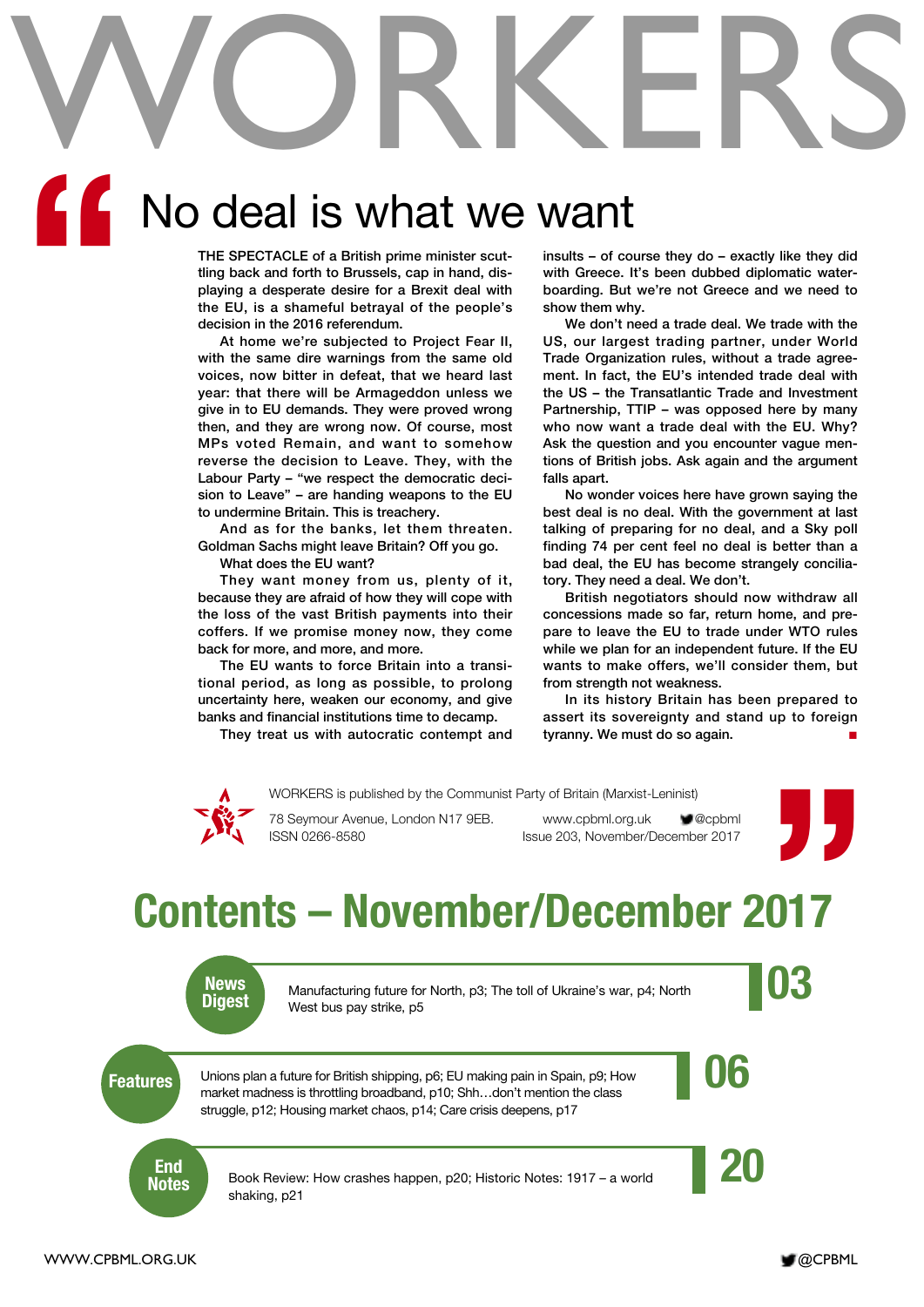# WORKERS

## No deal is what we want

THE SPECTACLE of a British prime minister scuttling back and forth to Brussels, cap in hand, displaying a desperate desire for a Brexit deal with the EU, is a shameful betrayal of the people's decision in the 2016 referendum.

At home we're subjected to Project Fear II, with the same dire warnings from the same old voices, now bitter in defeat, that we heard last year: that there will be Armageddon unless we give in to EU demands. They were proved wrong then, and they are wrong now. Of course, most MPs voted Remain, and want to somehow reverse the decision to Leave. They, with the Labour Party – "we respect the democratic decision to Leave" – are handing weapons to the EU to undermine Britain. This is treachery.

And as for the banks, let them threaten. Goldman Sachs might leave Britain? Off you go.

What does the EU want?

They want money from us, plenty of it, because they are afraid of how they will cope with the loss of the vast British payments into their coffers. If we promise money now, they come back for more, and more, and more.

The EU wants to force Britain into a transitional period, as long as possible, to prolong uncertainty here, weaken our economy, and give banks and financial institutions time to decamp.

They treat us with autocratic contempt and insults – of course they do – exactly like they did with Greece. It's been dubbed diplomatic waterboarding. But we're not Greece and we need to show them why.

We don't need a trade deal. We trade with the US, our largest trading partner, under World Trade Organization rules, without a trade agreement. In fact, the EU's intended trade deal with the US – the Transatlantic Trade and Investment Partnership, TTIP – was opposed here by many who now want a trade deal with the EU. Why? Ask the question and you encounter vague mentions of British jobs. Ask again and the argument falls apart.

No wonder voices here have grown saying the best deal is no deal. With the government at last talking of preparing for no deal, and a Sky poll finding 74 per cent feel no deal is better than a bad deal, the EU has become strangely conciliatory. They need a deal. We don't.

British negotiators should now withdraw all concessions made so far, return home, and prepare to leave the EU to trade under WTO rules while we plan for an independent future. If the EU wants to make offers, we'll consider them, but from strength not weakness.

In its history Britain has been prepared to assert its sovereignty and stand up to foreign tyranny. We must do so again. ■

WORKERS is published by the Communist Party of Britain (Marxist-Leninist)

78 Seymour Avenue, London N17 9EB.
ISSN 0266-8580

www.cpbml.org.uk @cpbml
Issue 203, November/December 2017

# Contents – November/December 2017

**News Digest** — **03**
Manufacturing future for North, p3; The toll of Ukraine's war, p4; North West bus pay strike, p5

**Features** — **06**
Unions plan a future for British shipping, p6; EU making pain in Spain, p9; How market madness is throttling broadband, p10; Shh…don't mention the class struggle, p12; Housing market chaos, p14; Care crisis deepens, p17

**End Notes** — **20**
Book Review: How crashes happen, p20; Historic Notes: 1917 – a world shaking, p21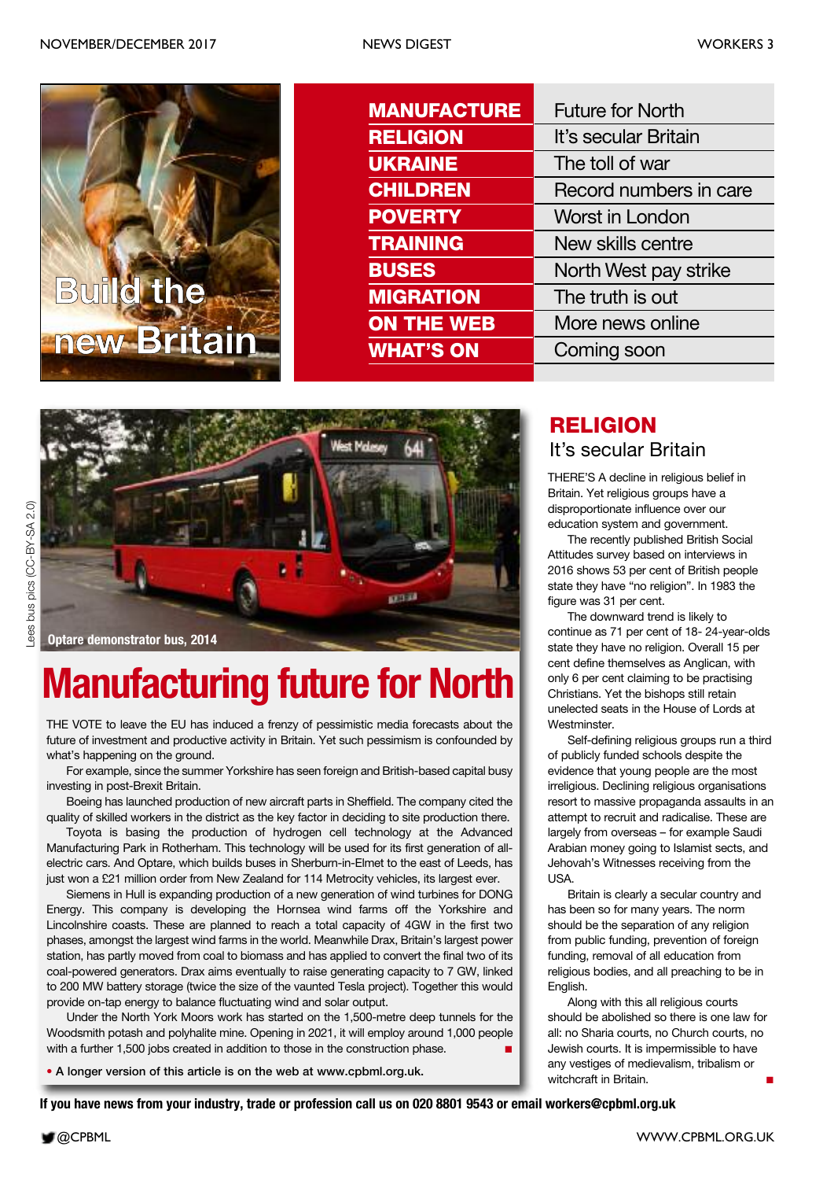Build the new Britain

| | |
|---|---|
| **MANUFACTURE** | Future for North |
| **RELIGION** | It's secular Britain |
| **UKRAINE** | The toll of war |
| **CHILDREN** | Record numbers in care |
| **POVERTY** | Worst in London |
| **TRAINING** | New skills centre |
| **BUSES** | North West pay strike |
| **MIGRATION** | The truth is out |
| **ON THE WEB** | More news online |
| **WHAT'S ON** | Coming soon |

Lees bus pics (CC-BY-SA 2.0)

Optare demonstrator bus, 2014

# Manufacturing future for North

THE VOTE to leave the EU has induced a frenzy of pessimistic media forecasts about the future of investment and productive activity in Britain. Yet such pessimism is confounded by what's happening on the ground.

For example, since the summer Yorkshire has seen foreign and British-based capital busy investing in post-Brexit Britain.

Boeing has launched production of new aircraft parts in Sheffield. The company cited the quality of skilled workers in the district as the key factor in deciding to site production there.

Toyota is basing the production of hydrogen cell technology at the Advanced Manufacturing Park in Rotherham. This technology will be used for its first generation of all-electric cars. And Optare, which builds buses in Sherburn-in-Elmet to the east of Leeds, has just won a £21 million order from New Zealand for 114 Metrocity vehicles, its largest ever.

Siemens in Hull is expanding production of a new generation of wind turbines for DONG Energy. This company is developing the Hornsea wind farms off the Yorkshire and Lincolnshire coasts. These are planned to reach a total capacity of 4GW in the first two phases, amongst the largest wind farms in the world. Meanwhile Drax, Britain's largest power station, has partly moved from coal to biomass and has applied to convert the final two of its coal-powered generators. Drax aims eventually to raise generating capacity to 7 GW, linked to 200 MW battery storage (twice the size of the vaunted Tesla project). Together this would provide on-tap energy to balance fluctuating wind and solar output.

Under the North York Moors work has started on the 1,500-metre deep tunnels for the Woodsmith potash and polyhalite mine. Opening in 2021, it will employ around 1,000 people with a further 1,500 jobs created in addition to those in the construction phase. ■

• A longer version of this article is on the web at www.cpbml.org.uk.

## RELIGION
### It's secular Britain

THERE'S A decline in religious belief in Britain. Yet religious groups have a disproportionate influence over our education system and government.

The recently published British Social Attitudes survey based on interviews in 2016 shows 53 per cent of British people state they have "no religion". In 1983 the figure was 31 per cent.

The downward trend is likely to continue as 71 per cent of 18- 24-year-olds state they have no religion. Overall 15 per cent define themselves as Anglican, with only 6 per cent claiming to be practising Christians. Yet the bishops still retain unelected seats in the House of Lords at Westminster.

Self-defining religious groups run a third of publicly funded schools despite the evidence that young people are the most irreligious. Declining religious organisations resort to massive propaganda assaults in an attempt to recruit and radicalise. These are largely from overseas – for example Saudi Arabian money going to Islamist sects, and Jehovah's Witnesses receiving from the USA.

Britain is clearly a secular country and has been so for many years. The norm should be the separation of any religion from public funding, prevention of foreign funding, removal of all education from religious bodies, and all preaching to be in English.

Along with this all religious courts should be abolished so there is one law for all: no Sharia courts, no Church courts, no Jewish courts. It is impermissible to have any vestiges of medievalism, tribalism or witchcraft in Britain. ■

**If you have news from your industry, trade or profession call us on 020 8801 9543 or email workers@cpbml.org.uk**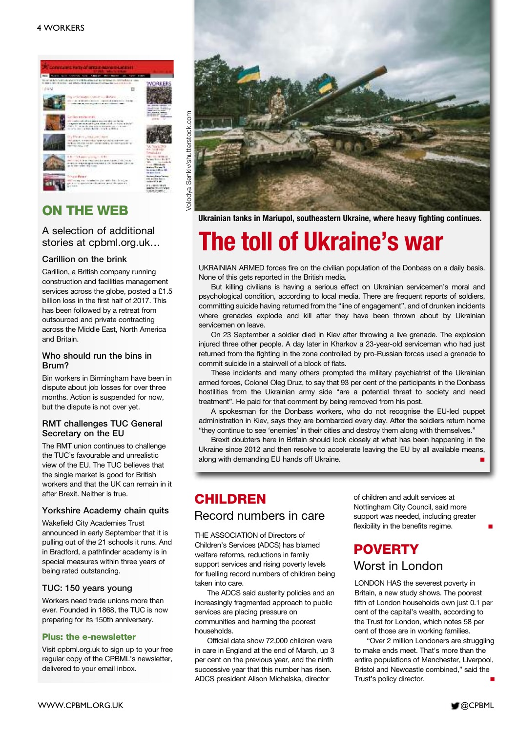## ON THE WEB

A selection of additional stories at cpbml.org.uk…

### Carillion on the brink

Carillion, a British company running construction and facilities management services across the globe, posted a £1.5 billion loss in the first half of 2017. This has been followed by a retreat from outsourced and private contracting across the Middle East, North America and Britain.

### Who should run the bins in Brum?

Bin workers in Birmingham have been in dispute about job losses for over three months. Action is suspended for now, but the dispute is not over yet.

### RMT challenges TUC General Secretary on the EU

The RMT union continues to challenge the TUC's favourable and unrealistic view of the EU. The TUC believes that the single market is good for British workers and that the UK can remain in it after Brexit. Neither is true.

### Yorkshire Academy chain quits

Wakefield City Academies Trust announced in early September that it is pulling out of the 21 schools it runs. And in Bradford, a pathfinder academy is in special measures within three years of being rated outstanding.

### TUC: 150 years young

Workers need trade unions more than ever. Founded in 1868, the TUC is now preparing for its 150th anniversary.

**Plus: the e-newsletter**

Visit cpbml.org.uk to sign up to your free regular copy of the CPBML's newsletter, delivered to your email inbox.

Volodya Senkiv/shutterstock.com

**Ukrainian tanks in Mariupol, southeastern Ukraine, where heavy fighting continues.**

# The toll of Ukraine's war

UKRAINIAN ARMED forces fire on the civilian population of the Donbass on a daily basis. None of this gets reported in the British media.

But killing civilians is having a serious effect on Ukrainian servicemen's moral and psychological condition, according to local media. There are frequent reports of soldiers, committing suicide having returned from the "line of engagement", and of drunken incidents where grenades explode and kill after they have been thrown about by Ukrainian servicemen on leave.

On 23 September a soldier died in Kiev after throwing a live grenade. The explosion injured three other people. A day later in Kharkov a 23-year-old serviceman who had just returned from the fighting in the zone controlled by pro-Russian forces used a grenade to commit suicide in a stairwell of a block of flats.

These incidents and many others prompted the military psychiatrist of the Ukrainian armed forces, Colonel Oleg Druz, to say that 93 per cent of the participants in the Donbass hostilities from the Ukrainian army side "are a potential threat to society and need treatment". He paid for that comment by being removed from his post.

A spokesman for the Donbass workers, who do not recognise the EU-led puppet administration in Kiev, says they are bombarded every day. After the soldiers return home "they continue to see 'enemies' in their cities and destroy them along with themselves."

Brexit doubters here in Britain should look closely at what has been happening in the Ukraine since 2012 and then resolve to accelerate leaving the EU by all available means, along with demanding EU hands off Ukraine. ■

## CHILDREN

### Record numbers in care

THE ASSOCIATION of Directors of Children's Services (ADCS) has blamed welfare reforms, reductions in family support services and rising poverty levels for fuelling record numbers of children being taken into care.

The ADCS said austerity policies and an increasingly fragmented approach to public services are placing pressure on communities and harming the poorest households.

Official data show 72,000 children were in care in England at the end of March, up 3 per cent on the previous year, and the ninth successive year that this number has risen. ADCS president Alison Michalska, director of children and adult services at Nottingham City Council, said more support was needed, including greater flexibility in the benefits regime. ■

## POVERTY

### Worst in London

LONDON HAS the severest poverty in Britain, a new study shows. The poorest fifth of London households own just 0.1 per cent of the capital's wealth, according to the Trust for London, which notes 58 per cent of those are in working families.

"Over 2 million Londoners are struggling to make ends meet. That's more than the entire populations of Manchester, Liverpool, Bristol and Newcastle combined," said the Trust's policy director. ■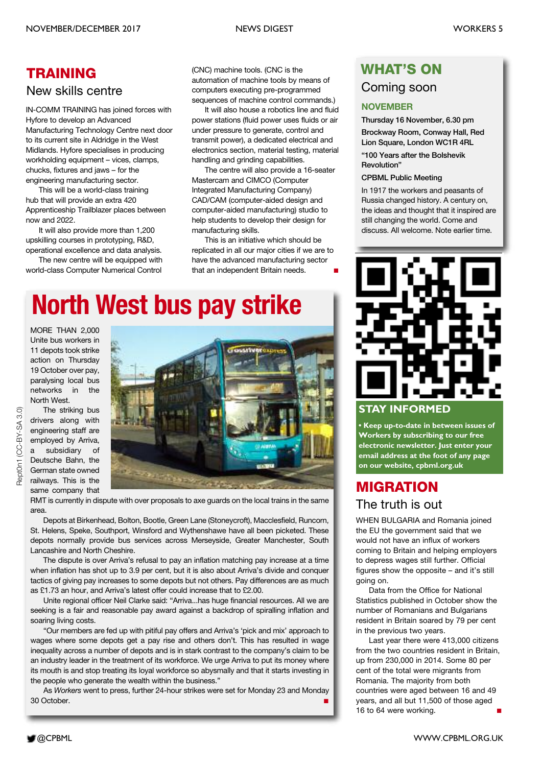## TRAINING

### New skills centre

IN-COMM TRAINING has joined forces with Hyfore to develop an Advanced Manufacturing Technology Centre next door to its current site in Aldridge in the West Midlands. Hyfore specialises in producing workholding equipment – vices, clamps, chucks, fixtures and jaws – for the engineering manufacturing sector.

This will be a world-class training hub that will provide an extra 420 Apprenticeship Trailblazer places between now and 2022.

It will also provide more than 1,200 upskilling courses in prototyping, R&D, operational excellence and data analysis.

The new centre will be equipped with world-class Computer Numerical Control (CNC) machine tools. (CNC is the automation of machine tools by means of computers executing pre-programmed sequences of machine control commands.)

It will also house a robotics line and fluid power stations (fluid power uses fluids or air under pressure to generate, control and transmit power), a dedicated electrical and electronics section, material testing, material handling and grinding capabilities.

The centre will also provide a 16-seater Mastercam and CIMCO (Computer Integrated Manufacturing Company) CAD/CAM (computer-aided design and computer-aided manufacturing) studio to help students to develop their design for manufacturing skills.

This is an initiative which should be replicated in all our major cities if we are to have the advanced manufacturing sector that an independent Britain needs. ■

# North West bus pay strike

MORE THAN 2,000 Unite bus workers in 11 depots took strike action on Thursday 19 October over pay, paralysing local bus networks in the North West.

The striking bus drivers along with engineering staff are employed by Arriva, a subsidiary of Deutsche Bahn, the German state owned railways. This is the same company that RMT is currently in dispute with over proposals to axe guards on the local trains in the same area.

Reptil0n1 (CC-BY-SA 3.0)

Depots at Birkenhead, Bolton, Bootle, Green Lane (Stoneycroft), Macclesfield, Runcorn, St. Helens, Speke, Southport, Winsford and Wythenshawe have all been picketed. These depots normally provide bus services across Merseyside, Greater Manchester, South Lancashire and North Cheshire.

The dispute is over Arriva's refusal to pay an inflation matching pay increase at a time when inflation has shot up to 3.9 per cent, but it is also about Arriva's divide and conquer tactics of giving pay increases to some depots but not others. Pay differences are as much as £1.73 an hour, and Arriva's latest offer could increase that to £2.00.

Unite regional officer Neil Clarke said: "Arriva...has huge financial resources. All we are seeking is a fair and reasonable pay award against a backdrop of spiralling inflation and soaring living costs.

"Our members are fed up with pitiful pay offers and Arriva's 'pick and mix' approach to wages where some depots get a pay rise and others don't. This has resulted in wage inequality across a number of depots and is in stark contrast to the company's claim to be an industry leader in the treatment of its workforce. We urge Arriva to put its money where its mouth is and stop treating its loyal workforce so abysmally and that it starts investing in the people who generate the wealth within the business."

As *Workers* went to press, further 24-hour strikes were set for Monday 23 and Monday 30 October. ■

## WHAT'S ON

### Coming soon

**NOVEMBER**

**Thursday 16 November, 6.30 pm**

**Brockway Room, Conway Hall, Red Lion Square, London WC1R 4RL**

**"100 Years after the Bolshevik Revolution"**

**CPBML Public Meeting**

In 1917 the workers and peasants of Russia changed history. A century on, the ideas and thought that it inspired are still changing the world. Come and discuss. All welcome. Note earlier time.

## STAY INFORMED

**• Keep up-to-date in between issues of Workers by subscribing to our free electronic newsletter. Just enter your email address at the foot of any page on our website, cpbml.org.uk**

## MIGRATION

### The truth is out

WHEN BULGARIA and Romania joined the EU the government said that we would not have an influx of workers coming to Britain and helping employers to depress wages still further. Official figures show the opposite – and it's still going on.

Data from the Office for National Statistics published in October show the number of Romanians and Bulgarians resident in Britain soared by 79 per cent in the previous two years.

Last year there were 413,000 citizens from the two countries resident in Britain, up from 230,000 in 2014. Some 80 per cent of the total were migrants from Romania. The majority from both countries were aged between 16 and 49 years, and all but 11,500 of those aged 16 to 64 were working. ■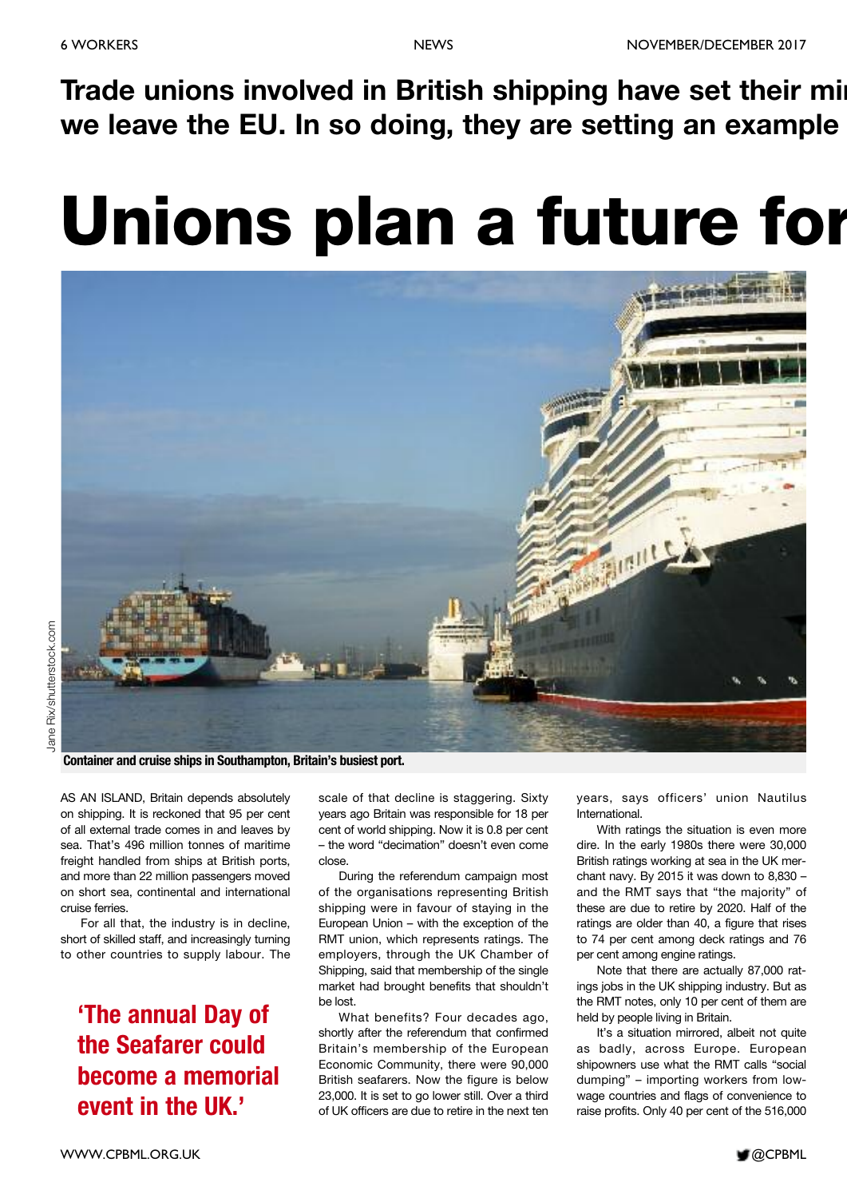**Trade unions involved in British shipping have set their mi we leave the EU. In so doing, they are setting an example**

# Unions plan a future for

Container and cruise ships in Southampton, Britain's busiest port.

AS AN ISLAND, Britain depends absolutely on shipping. It is reckoned that 95 per cent of all external trade comes in and leaves by sea. That's 496 million tonnes of maritime freight handled from ships at British ports, and more than 22 million passengers moved on short sea, continental and international cruise ferries.

For all that, the industry is in decline, short of skilled staff, and increasingly turning to other countries to supply labour. The scale of that decline is staggering. Sixty years ago Britain was responsible for 18 per cent of world shipping. Now it is 0.8 per cent – the word "decimation" doesn't even come close.

> **'The annual Day of the Seafarer could become a memorial event in the UK.'**

During the referendum campaign most of the organisations representing British shipping were in favour of staying in the European Union – with the exception of the RMT union, which represents ratings. The employers, through the UK Chamber of Shipping, said that membership of the single market had brought benefits that shouldn't be lost.

What benefits? Four decades ago, shortly after the referendum that confirmed Britain's membership of the European Economic Community, there were 90,000 British seafarers. Now the figure is below 23,000. It is set to go lower still. Over a third of UK officers are due to retire in the next ten years, says officers' union Nautilus International.

With ratings the situation is even more dire. In the early 1980s there were 30,000 British ratings working at sea in the UK merchant navy. By 2015 it was down to 8,830 – and the RMT says that "the majority" of these are due to retire by 2020. Half of the ratings are older than 40, a figure that rises to 74 per cent among deck ratings and 76 per cent among engine ratings.

Note that there are actually 87,000 ratings jobs in the UK shipping industry. But as the RMT notes, only 10 per cent of them are held by people living in Britain.

It's a situation mirrored, albeit not quite as badly, across Europe. European shipowners use what the RMT calls "social dumping" – importing workers from low-wage countries and flags of convenience to raise profits. Only 40 per cent of the 516,000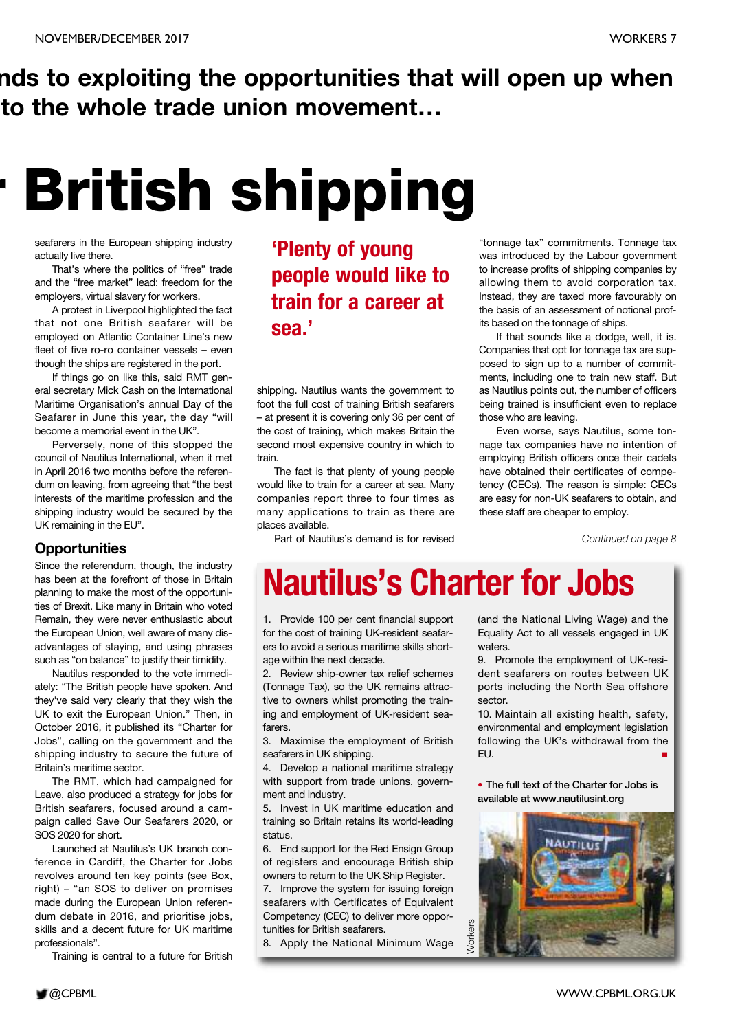nds to exploiting the opportunities that will open up when to the whole trade union movement…

# British shipping

seafarers in the European shipping industry actually live there.

That's where the politics of "free" trade and the "free market" lead: freedom for the employers, virtual slavery for workers.

A protest in Liverpool highlighted the fact that not one British seafarer will be employed on Atlantic Container Line's new fleet of five ro-ro container vessels – even though the ships are registered in the port.

If things go on like this, said RMT general secretary Mick Cash on the International Maritime Organisation's annual Day of the Seafarer in June this year, the day "will become a memorial event in the UK".

Perversely, none of this stopped the council of Nautilus International, when it met in April 2016 two months before the referendum on leaving, from agreeing that "the best interests of the maritime profession and the shipping industry would be secured by the UK remaining in the EU".

## Opportunities

Since the referendum, though, the industry has been at the forefront of those in Britain planning to make the most of the opportunities of Brexit. Like many in Britain who voted Remain, they were never enthusiastic about the European Union, well aware of many disadvantages of staying, and using phrases such as "on balance" to justify their timidity.

Nautilus responded to the vote immediately: "The British people have spoken. And they've said very clearly that they wish the UK to exit the European Union." Then, in October 2016, it published its "Charter for Jobs", calling on the government and the shipping industry to secure the future of Britain's maritime sector.

The RMT, which had campaigned for Leave, also produced a strategy for jobs for British seafarers, focused around a campaign called Save Our Seafarers 2020, or SOS 2020 for short.

Launched at Nautilus's UK branch conference in Cardiff, the Charter for Jobs revolves around ten key points (see Box, right) – "an SOS to deliver on promises made during the European Union referendum debate in 2016, and prioritise jobs, skills and a decent future for UK maritime professionals".

Training is central to a future for British shipping. Nautilus wants the government to foot the full cost of training British seafarers – at present it is covering only 36 per cent of the cost of training, which makes Britain the second most expensive country in which to train.

**'Plenty of young people would like to train for a career at sea.'**

The fact is that plenty of young people would like to train for a career at sea. Many companies report three to four times as many applications to train as there are places available.

Part of Nautilus's demand is for revised "tonnage tax" commitments. Tonnage tax was introduced by the Labour government to increase profits of shipping companies by allowing them to avoid corporation tax. Instead, they are taxed more favourably on the basis of an assessment of notional profits based on the tonnage of ships.

If that sounds like a dodge, well, it is. Companies that opt for tonnage tax are supposed to sign up to a number of commitments, including one to train new staff. But as Nautilus points out, the number of officers being trained is insufficient even to replace those who are leaving.

Even worse, says Nautilus, some tonnage tax companies have no intention of employing British officers once their cadets have obtained their certificates of competency (CECs). The reason is simple: CECs are easy for non-UK seafarers to obtain, and these staff are cheaper to employ.

*Continued on page 8*

## Nautilus's Charter for Jobs

1. Provide 100 per cent financial support for the cost of training UK-resident seafarers to avoid a serious maritime skills shortage within the next decade.
2. Review ship-owner tax relief schemes (Tonnage Tax), so the UK remains attractive to owners whilst promoting the training and employment of UK-resident seafarers.
3. Maximise the employment of British seafarers in UK shipping.
4. Develop a national maritime strategy with support from trade unions, government and industry.
5. Invest in UK maritime education and training so Britain retains its world-leading status.
6. End support for the Red Ensign Group of registers and encourage British ship owners to return to the UK Ship Register.
7. Improve the system for issuing foreign seafarers with Certificates of Equivalent Competency (CEC) to deliver more opportunities for British seafarers.
8. Apply the National Minimum Wage (and the National Living Wage) and the Equality Act to all vessels engaged in UK waters.
9. Promote the employment of UK-resident seafarers on routes between UK ports including the North Sea offshore sector.
10. Maintain all existing health, safety, environmental and employment legislation following the UK's withdrawal from the EU. ■

• **The full text of the Charter for Jobs is available at www.nautilusint.org**

Workers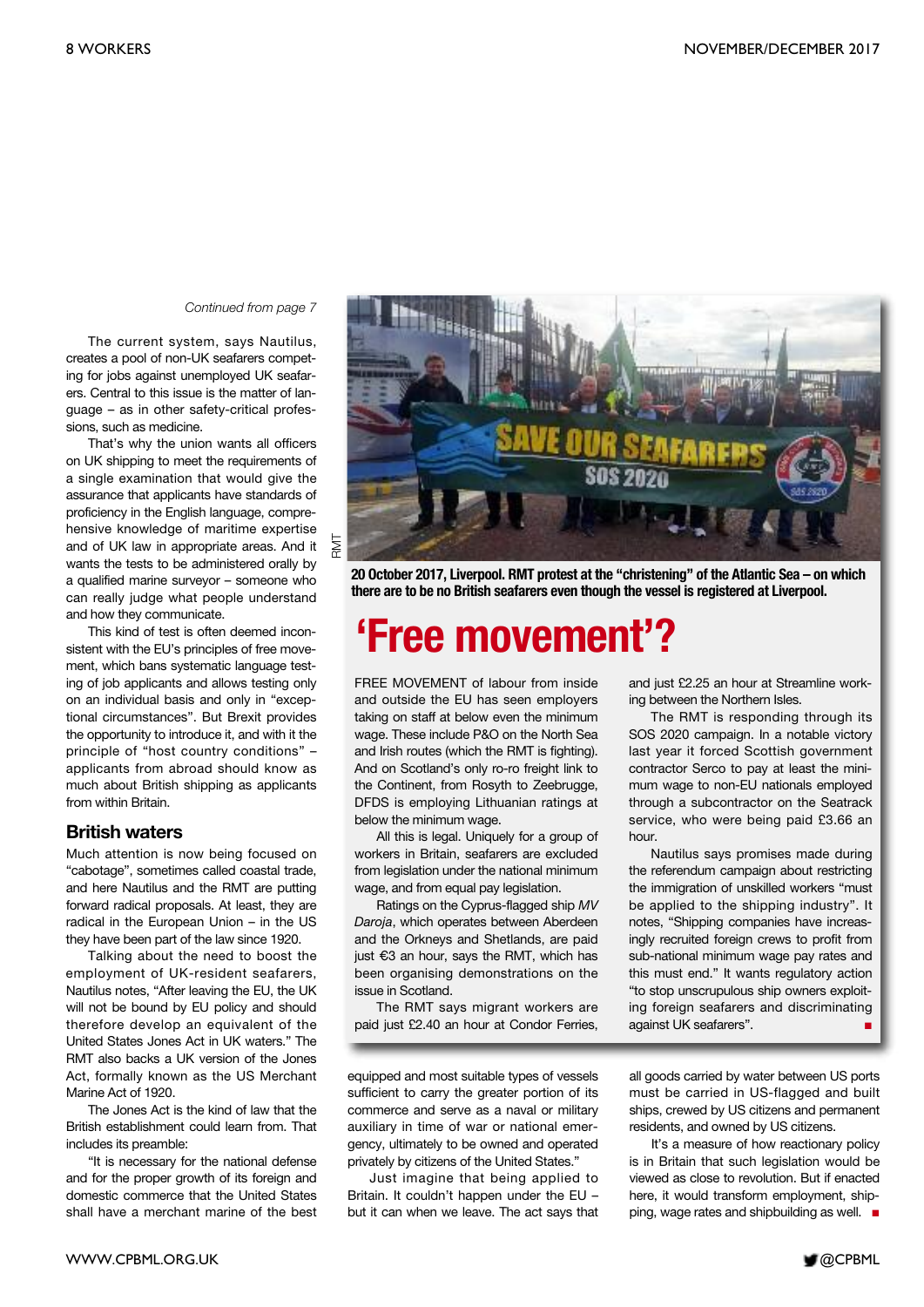*Continued from page 7*

The current system, says Nautilus, creates a pool of non-UK seafarers competing for jobs against unemployed UK seafarers. Central to this issue is the matter of language – as in other safety-critical professions, such as medicine.

That's why the union wants all officers on UK shipping to meet the requirements of a single examination that would give the assurance that applicants have standards of proficiency in the English language, comprehensive knowledge of maritime expertise and of UK law in appropriate areas. And it wants the tests to be administered orally by a qualified marine surveyor – someone who can really judge what people understand and how they communicate.

This kind of test is often deemed inconsistent with the EU's principles of free movement, which bans systematic language testing of job applicants and allows testing only on an individual basis and only in "exceptional circumstances". But Brexit provides the opportunity to introduce it, and with it the principle of "host country conditions" – applicants from abroad should know as much about British shipping as applicants from within Britain.

## British waters

Much attention is now being focused on "cabotage", sometimes called coastal trade, and here Nautilus and the RMT are putting forward radical proposals. At least, they are radical in the European Union – in the US they have been part of the law since 1920.

Talking about the need to boost the employment of UK-resident seafarers, Nautilus notes, "After leaving the EU, the UK will not be bound by EU policy and should therefore develop an equivalent of the United States Jones Act in UK waters." The RMT also backs a UK version of the Jones Act, formally known as the US Merchant Marine Act of 1920.

The Jones Act is the kind of law that the British establishment could learn from. That includes its preamble:

"It is necessary for the national defense and for the proper growth of its foreign and domestic commerce that the United States shall have a merchant marine of the best equipped and most suitable types of vessels sufficient to carry the greater portion of its commerce and serve as a naval or military auxiliary in time of war or national emergency, ultimately to be owned and operated privately by citizens of the United States."

Just imagine that being applied to Britain. It couldn't happen under the EU – but it can when we leave. The act says that all goods carried by water between US ports must be carried in US-flagged and built ships, crewed by US citizens and permanent residents, and owned by US citizens.

It's a measure of how reactionary policy is in Britain that such legislation would be viewed as close to revolution. But if enacted here, it would transform employment, shipping, wage rates and shipbuilding as well. ■

RMT

**20 October 2017, Liverpool. RMT protest at the "christening" of the Atlantic Sea – on which there are to be no British seafarers even though the vessel is registered at Liverpool.**

# 'Free movement'?

FREE MOVEMENT of labour from inside and outside the EU has seen employers taking on staff at below even the minimum wage. These include P&O on the North Sea and Irish routes (which the RMT is fighting). And on Scotland's only ro-ro freight link to the Continent, from Rosyth to Zeebrugge, DFDS is employing Lithuanian ratings at below the minimum wage.

All this is legal. Uniquely for a group of workers in Britain, seafarers are excluded from legislation under the national minimum wage, and from equal pay legislation.

Ratings on the Cyprus-flagged ship *MV Daroja*, which operates between Aberdeen and the Orkneys and Shetlands, are paid just €3 an hour, says the RMT, which has been organising demonstrations on the issue in Scotland.

The RMT says migrant workers are paid just £2.40 an hour at Condor Ferries, and just £2.25 an hour at Streamline working between the Northern Isles.

The RMT is responding through its SOS 2020 campaign. In a notable victory last year it forced Scottish government contractor Serco to pay at least the minimum wage to non-EU nationals employed through a subcontractor on the Seatrack service, who were being paid £3.66 an hour.

Nautilus says promises made during the referendum campaign about restricting the immigration of unskilled workers "must be applied to the shipping industry". It notes, "Shipping companies have increasingly recruited foreign crews to profit from sub-national minimum wage pay rates and this must end." It wants regulatory action "to stop unscrupulous ship owners exploiting foreign seafarers and discriminating against UK seafarers". ■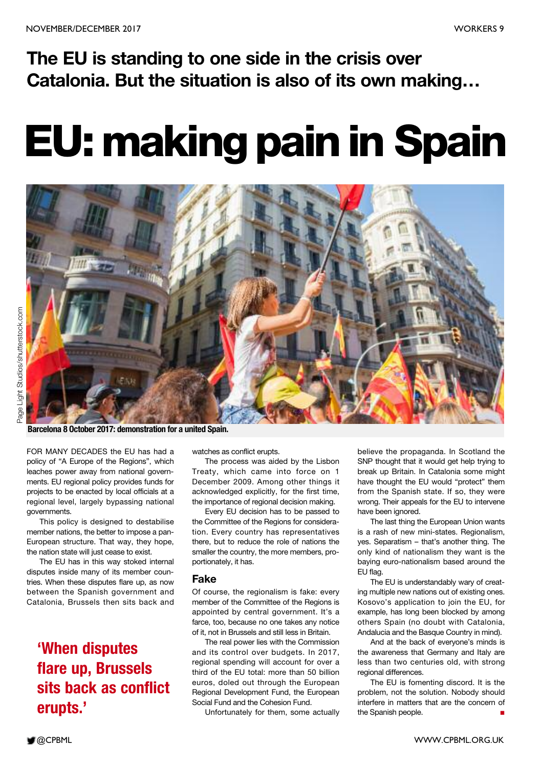**The EU is standing to one side in the crisis over Catalonia. But the situation is also of its own making…**

# EU: making pain in Spain

Page Light Studios/shutterstock.com

**Barcelona 8 October 2017: demonstration for a united Spain.**

FOR MANY DECADES the EU has had a policy of "A Europe of the Regions", which leaches power away from national governments. EU regional policy provides funds for projects to be enacted by local officials at a regional level, largely bypassing national governments.

This policy is designed to destabilise member nations, the better to impose a pan-European structure. That way, they hope, the nation state will just cease to exist.

The EU has in this way stoked internal disputes inside many of its member countries. When these disputes flare up, as now between the Spanish government and Catalonia, Brussels then sits back and watches as conflict erupts.

> **'When disputes flare up, Brussels sits back as conflict erupts.'**

The process was aided by the Lisbon Treaty, which came into force on 1 December 2009. Among other things it acknowledged explicitly, for the first time, the importance of regional decision making.

Every EU decision has to be passed to the Committee of the Regions for consideration. Every country has representatives there, but to reduce the role of nations the smaller the country, the more members, proportionately, it has.

### Fake

Of course, the regionalism is fake: every member of the Committee of the Regions is appointed by central government. It's a farce, too, because no one takes any notice of it, not in Brussels and still less in Britain.

The real power lies with the Commission and its control over budgets. In 2017, regional spending will account for over a third of the EU total: more than 50 billion euros, doled out through the European Regional Development Fund, the European Social Fund and the Cohesion Fund.

Unfortunately for them, some actually believe the propaganda. In Scotland the SNP thought that it would get help trying to break up Britain. In Catalonia some might have thought the EU would "protect" them from the Spanish state. If so, they were wrong. Their appeals for the EU to intervene have been ignored.

The last thing the European Union wants is a rash of new mini-states. Regionalism, yes. Separatism – that's another thing. The only kind of nationalism they want is the baying euro-nationalism based around the EU flag.

The EU is understandably wary of creating multiple new nations out of existing ones. Kosovo's application to join the EU, for example, has long been blocked by among others Spain (no doubt with Catalonia, Andalucia and the Basque Country in mind).

And at the back of everyone's minds is the awareness that Germany and Italy are less than two centuries old, with strong regional differences.

The EU is fomenting discord. It is the problem, not the solution. Nobody should interfere in matters that are the concern of the Spanish people. ■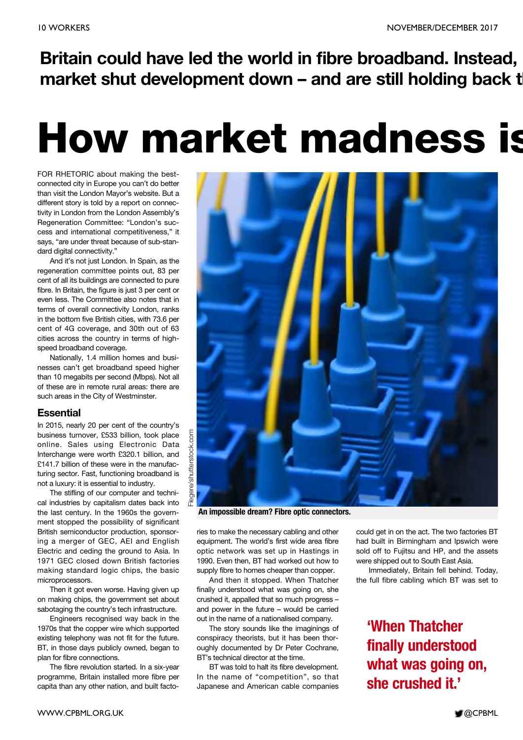**Britain could have led the world in fibre broadband. Instead, market shut development down – and are still holding back t**

# How market madness is

FOR RHETORIC about making the best-connected city in Europe you can't do better than visit the London Mayor's website. But a different story is told by a report on connectivity in London from the London Assembly's Regeneration Committee: "London's success and international competitiveness," it says, "are under threat because of sub-standard digital connectivity."

And it's not just London. In Spain, as the regeneration committee points out, 83 per cent of all its buildings are connected to pure fibre. In Britain, the figure is just 3 per cent or even less. The Committee also notes that in terms of overall connectivity London, ranks in the bottom five British cities, with 73.6 per cent of 4G coverage, and 30th out of 63 cities across the country in terms of high-speed broadband coverage.

Nationally, 1.4 million homes and businesses can't get broadband speed higher than 10 megabits per second (Mbps). Not all of these are in remote rural areas: there are such areas in the City of Westminster.

## Essential

In 2015, nearly 20 per cent of the country's business turnover, £533 billion, took place online. Sales using Electronic Data Interchange were worth £320.1 billion, and £141.7 billion of these were in the manufacturing sector. Fast, functioning broadband is not a luxury: it is essential to industry.

The stifling of our computer and technical industries by capitalism dates back into the last century. In the 1960s the government stopped the possibility of significant British semiconductor production, sponsoring a merger of GEC, AEI and English Electric and ceding the ground to Asia. In 1971 GEC closed down British factories making standard logic chips, the basic microprocessors.

Then it got even worse. Having given up on making chips, the government set about sabotaging the country's tech infrastructure.

Engineers recognised way back in the 1970s that the copper wire which supported existing telephony was not fit for the future. BT, in those days publicly owned, began to plan for fibre connections.

The fibre revolution started. In a six-year programme, Britain installed more fibre per capita than any other nation, and built factories to make the necessary cabling and other equipment. The world's first wide area fibre optic network was set up in Hastings in 1990. Even then, BT had worked out how to supply fibre to homes cheaper than copper.

Flegere/shutterstock.com

**An impossible dream? Fibre optic connectors.**

And then it stopped. When Thatcher finally understood what was going on, she crushed it, appalled that so much progress – and power in the future – would be carried out in the name of a nationalised company.

The story sounds like the imaginings of conspiracy theorists, but it has been thoroughly documented by Dr Peter Cochrane, BT's technical director at the time.

BT was told to halt its fibre development. In the name of "competition", so that Japanese and American cable companies could get in on the act. The two factories BT had built in Birmingham and Ipswich were sold off to Fujitsu and HP, and the assets were shipped out to South East Asia.

Immediately, Britain fell behind. Today, the full fibre cabling which BT was set to

**'When Thatcher finally understood what was going on, she crushed it.'**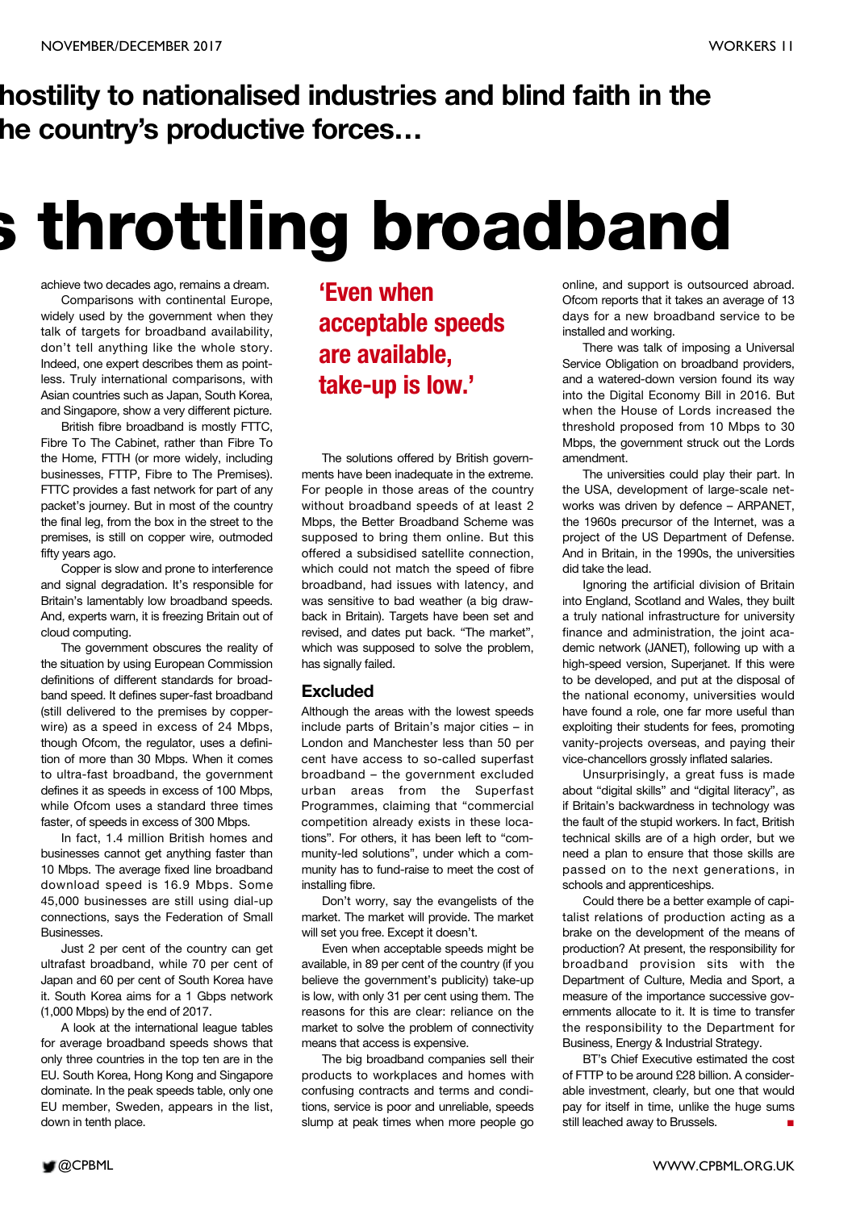**hostility to nationalised industries and blind faith in the he country's productive forces…**

# s throttling broadband

achieve two decades ago, remains a dream.

Comparisons with continental Europe, widely used by the government when they talk of targets for broadband availability, don't tell anything like the whole story. Indeed, one expert describes them as pointless. Truly international comparisons, with Asian countries such as Japan, South Korea, and Singapore, show a very different picture.

British fibre broadband is mostly FTTC, Fibre To The Cabinet, rather than Fibre To the Home, FTTH (or more widely, including businesses, FTTP, Fibre to The Premises). FTTC provides a fast network for part of any packet's journey. But in most of the country the final leg, from the box in the street to the premises, is still on copper wire, outmoded fifty years ago.

Copper is slow and prone to interference and signal degradation. It's responsible for Britain's lamentably low broadband speeds. And, experts warn, it is freezing Britain out of cloud computing.

The government obscures the reality of the situation by using European Commission definitions of different standards for broadband speed. It defines super-fast broadband (still delivered to the premises by copper-wire) as a speed in excess of 24 Mbps, though Ofcom, the regulator, uses a definition of more than 30 Mbps. When it comes to ultra-fast broadband, the government defines it as speeds in excess of 100 Mbps, while Ofcom uses a standard three times faster, of speeds in excess of 300 Mbps.

In fact, 1.4 million British homes and businesses cannot get anything faster than 10 Mbps. The average fixed line broadband download speed is 16.9 Mbps. Some 45,000 businesses are still using dial-up connections, says the Federation of Small Businesses.

Just 2 per cent of the country can get ultrafast broadband, while 70 per cent of Japan and 60 per cent of South Korea have it. South Korea aims for a 1 Gbps network (1,000 Mbps) by the end of 2017.

A look at the international league tables for average broadband speeds shows that only three countries in the top ten are in the EU. South Korea, Hong Kong and Singapore dominate. In the peak speeds table, only one EU member, Sweden, appears in the list, down in tenth place.

> **'Even when acceptable speeds are available, take-up is low.'**

The solutions offered by British governments have been inadequate in the extreme. For people in those areas of the country without broadband speeds of at least 2 Mbps, the Better Broadband Scheme was supposed to bring them online. But this offered a subsidised satellite connection, which could not match the speed of fibre broadband, had issues with latency, and was sensitive to bad weather (a big drawback in Britain). Targets have been set and revised, and dates put back. "The market", which was supposed to solve the problem, has signally failed.

## Excluded

Although the areas with the lowest speeds include parts of Britain's major cities – in London and Manchester less than 50 per cent have access to so-called superfast broadband – the government excluded urban areas from the Superfast Programmes, claiming that "commercial competition already exists in these locations". For others, it has been left to "community-led solutions", under which a community has to fund-raise to meet the cost of installing fibre.

Don't worry, say the evangelists of the market. The market will provide. The market will set you free. Except it doesn't.

Even when acceptable speeds might be available, in 89 per cent of the country (if you believe the government's publicity) take-up is low, with only 31 per cent using them. The reasons for this are clear: reliance on the market to solve the problem of connectivity means that access is expensive.

The big broadband companies sell their products to workplaces and homes with confusing contracts and terms and conditions, service is poor and unreliable, speeds slump at peak times when more people go online, and support is outsourced abroad. Ofcom reports that it takes an average of 13 days for a new broadband service to be installed and working.

There was talk of imposing a Universal Service Obligation on broadband providers, and a watered-down version found its way into the Digital Economy Bill in 2016. But when the House of Lords increased the threshold proposed from 10 Mbps to 30 Mbps, the government struck out the Lords amendment.

The universities could play their part. In the USA, development of large-scale networks was driven by defence – ARPANET, the 1960s precursor of the Internet, was a project of the US Department of Defense. And in Britain, in the 1990s, the universities did take the lead.

Ignoring the artificial division of Britain into England, Scotland and Wales, they built a truly national infrastructure for university finance and administration, the joint academic network (JANET), following up with a high-speed version, Superjanet. If this were to be developed, and put at the disposal of the national economy, universities would have found a role, one far more useful than exploiting their students for fees, promoting vanity-projects overseas, and paying their vice-chancellors grossly inflated salaries.

Unsurprisingly, a great fuss is made about "digital skills" and "digital literacy", as if Britain's backwardness in technology was the fault of the stupid workers. In fact, British technical skills are of a high order, but we need a plan to ensure that those skills are passed on to the next generations, in schools and apprenticeships.

Could there be a better example of capitalist relations of production acting as a brake on the development of the means of production? At present, the responsibility for broadband provision sits with the Department of Culture, Media and Sport, a measure of the importance successive governments allocate to it. It is time to transfer the responsibility to the Department for Business, Energy & Industrial Strategy.

BT's Chief Executive estimated the cost of FTTP to be around £28 billion. A considerable investment, clearly, but one that would pay for itself in time, unlike the huge sums still leached away to Brussels. ■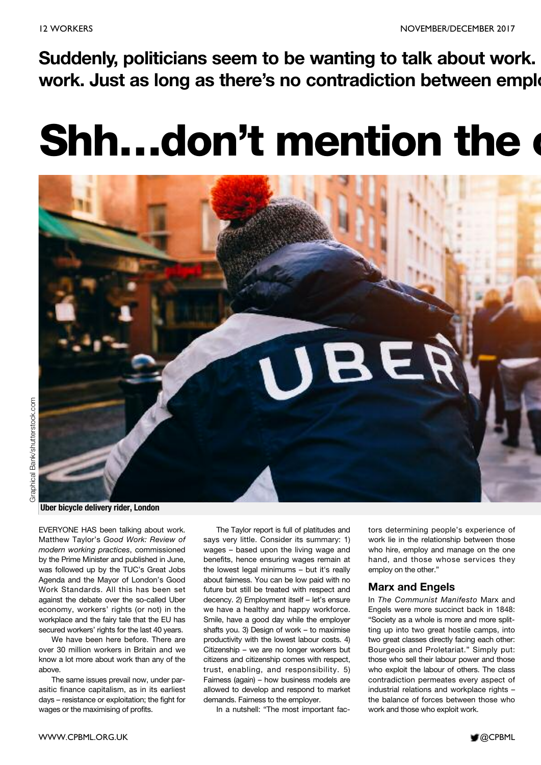Suddenly, politicians seem to be wanting to talk about work. work. Just as long as there's no contradiction between emplo

# Shh…don't mention the c

Graphical Bank/shutterstock.com

**Uber bicycle delivery rider, London**

EVERYONE HAS been talking about work. Matthew Taylor's *Good Work: Review of modern working practices*, commissioned by the Prime Minister and published in June, was followed up by the TUC's Great Jobs Agenda and the Mayor of London's Good Work Standards. All this has been set against the debate over the so-called Uber economy, workers' rights (or not) in the workplace and the fairy tale that the EU has secured workers' rights for the last 40 years.

We have been here before. There are over 30 million workers in Britain and we know a lot more about work than any of the above.

The same issues prevail now, under parasitic finance capitalism, as in its earliest days – resistance or exploitation; the fight for wages or the maximising of profits.

The Taylor report is full of platitudes and says very little. Consider its summary: 1) wages – based upon the living wage and benefits, hence ensuring wages remain at the lowest legal minimums – but it's really about fairness. You can be low paid with no future but still be treated with respect and decency. 2) Employment itself – let's ensure we have a healthy and happy workforce. Smile, have a good day while the employer shafts you. 3) Design of work – to maximise productivity with the lowest labour costs. 4) Citizenship – we are no longer workers but citizens and citizenship comes with respect, trust, enabling, and responsibility. 5) Fairness (again) – how business models are allowed to develop and respond to market demands. Fairness to the employer.

In a nutshell: "The most important factors determining people's experience of work lie in the relationship between those who hire, employ and manage on the one hand, and those whose services they employ on the other."

## Marx and Engels

In *The Communist Manifesto* Marx and Engels were more succinct back in 1848: "Society as a whole is more and more splitting up into two great hostile camps, into two great classes directly facing each other: Bourgeois and Proletariat." Simply put: those who sell their labour power and those who exploit the labour of others. The class contradiction permeates every aspect of industrial relations and workplace rights – the balance of forces between those who work and those who exploit work.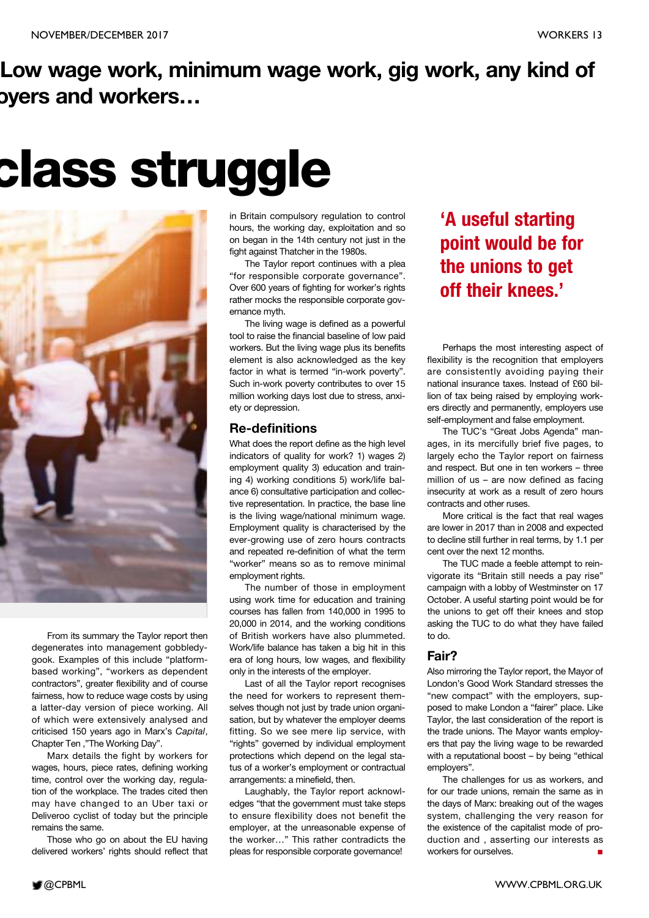# Low wage work, minimum wage work, gig work, any kind of oyers and workers…

# class struggle

From its summary the Taylor report then degenerates into management gobbledygook. Examples of this include "platform-based working", "workers as dependent contractors", greater flexibility and of course fairness, how to reduce wage costs by using a latter-day version of piece working. All of which were extensively analysed and criticised 150 years ago in Marx's *Capital*, Chapter Ten ,"The Working Day".

Marx details the fight by workers for wages, hours, piece rates, defining working time, control over the working day, regulation of the workplace. The trades cited then may have changed to an Uber taxi or Deliveroo cyclist of today but the principle remains the same.

Those who go on about the EU having delivered workers' rights should reflect that in Britain compulsory regulation to control hours, the working day, exploitation and so on began in the 14th century not just in the fight against Thatcher in the 1980s.

The Taylor report continues with a plea "for responsible corporate governance". Over 600 years of fighting for worker's rights rather mocks the responsible corporate governance myth.

The living wage is defined as a powerful tool to raise the financial baseline of low paid workers. But the living wage plus its benefits element is also acknowledged as the key factor in what is termed "in-work poverty". Such in-work poverty contributes to over 15 million working days lost due to stress, anxiety or depression.

## Re-definitions

What does the report define as the high level indicators of quality for work? 1) wages 2) employment quality 3) education and training 4) working conditions 5) work/life balance 6) consultative participation and collective representation. In practice, the base line is the living wage/national minimum wage. Employment quality is characterised by the ever-growing use of zero hours contracts and repeated re-definition of what the term "worker" means so as to remove minimal employment rights.

The number of those in employment using work time for education and training courses has fallen from 140,000 in 1995 to 20,000 in 2014, and the working conditions of British workers have also plummeted. Work/life balance has taken a big hit in this era of long hours, low wages, and flexibility only in the interests of the employer.

Last of all the Taylor report recognises the need for workers to represent themselves though not just by trade union organisation, but by whatever the employer deems fitting. So we see mere lip service, with "rights" governed by individual employment protections which depend on the legal status of a worker's employment or contractual arrangements: a minefield, then.

Laughably, the Taylor report acknowledges "that the government must take steps to ensure flexibility does not benefit the employer, at the unreasonable expense of the worker…" This rather contradicts the pleas for responsible corporate governance!

> 'A useful starting point would be for the unions to get off their knees.'

Perhaps the most interesting aspect of flexibility is the recognition that employers are consistently avoiding paying their national insurance taxes. Instead of £60 billion of tax being raised by employing workers directly and permanently, employers use self-employment and false employment.

The TUC's "Great Jobs Agenda" manages, in its mercifully brief five pages, to largely echo the Taylor report on fairness and respect. But one in ten workers – three million of us – are now defined as facing insecurity at work as a result of zero hours contracts and other ruses.

More critical is the fact that real wages are lower in 2017 than in 2008 and expected to decline still further in real terms, by 1.1 per cent over the next 12 months.

The TUC made a feeble attempt to reinvigorate its "Britain still needs a pay rise" campaign with a lobby of Westminster on 17 October. A useful starting point would be for the unions to get off their knees and stop asking the TUC to do what they have failed to do.

## Fair?

Also mirroring the Taylor report, the Mayor of London's Good Work Standard stresses the "new compact" with the employers, supposed to make London a "fairer" place. Like Taylor, the last consideration of the report is the trade unions. The Mayor wants employers that pay the living wage to be rewarded with a reputational boost – by being "ethical employers".

The challenges for us as workers, and for our trade unions, remain the same as in the days of Marx: breaking out of the wages system, challenging the very reason for the existence of the capitalist mode of production and , asserting our interests as workers for ourselves. ■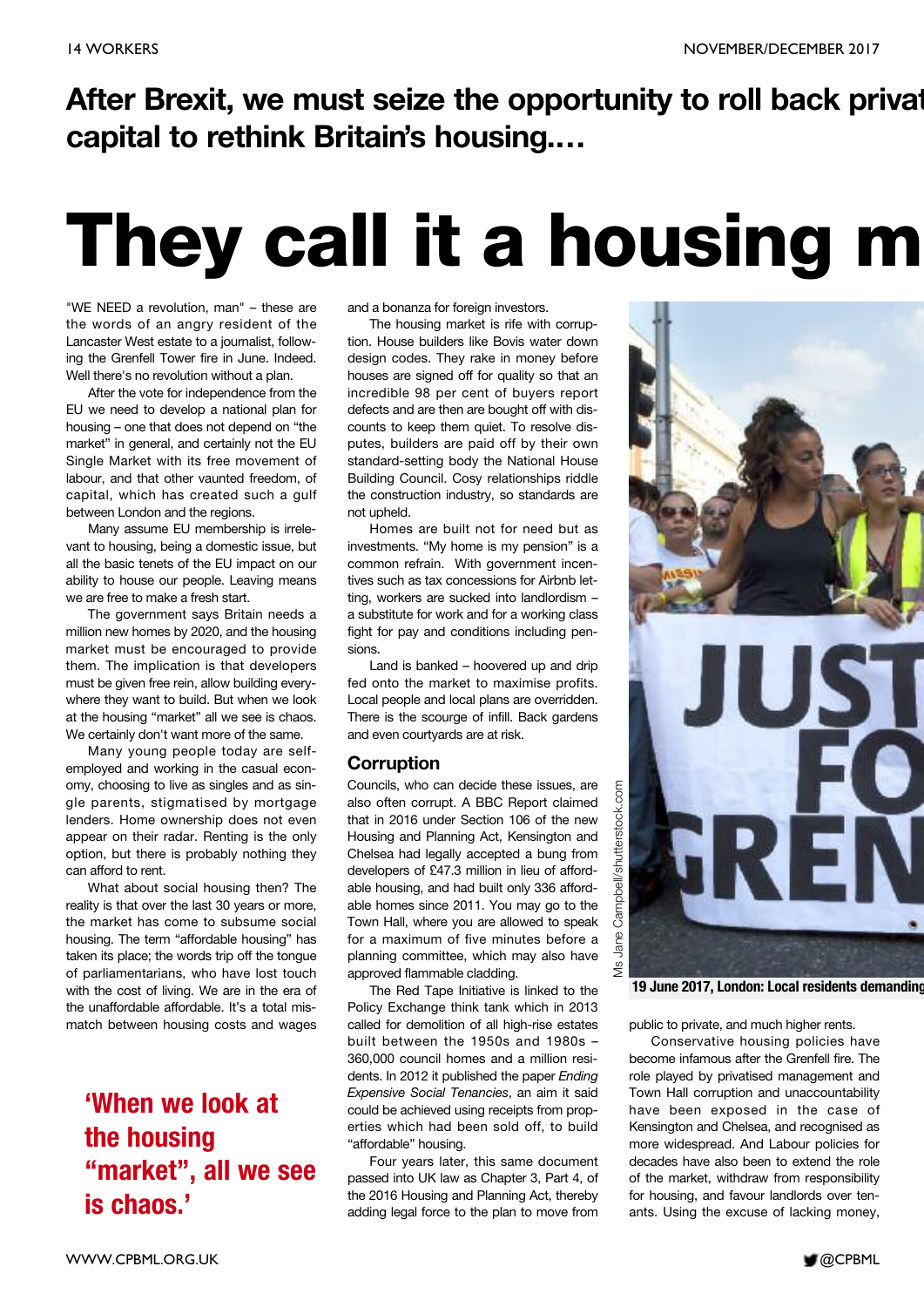**After Brexit, we must seize the opportunity to roll back privat capital to rethink Britain's housing....**

# They call it a housing m

"WE NEED a revolution, man" – these are the words of an angry resident of the Lancaster West estate to a journalist, following the Grenfell Tower fire in June. Indeed. Well there's no revolution without a plan.

After the vote for independence from the EU we need to develop a national plan for housing – one that does not depend on "the market" in general, and certainly not the EU Single Market with its free movement of labour, and that other vaunted freedom, of capital, which has created such a gulf between London and the regions.

Many assume EU membership is irrelevant to housing, being a domestic issue, but all the basic tenets of the EU impact on our ability to house our people. Leaving means we are free to make a fresh start.

The government says Britain needs a million new homes by 2020, and the housing market must be encouraged to provide them. The implication is that developers must be given free rein, allow building everywhere they want to build. But when we look at the housing "market" all we see is chaos. We certainly don't want more of the same.

Many young people today are self-employed and working in the casual economy, choosing to live as singles and as single parents, stigmatised by mortgage lenders. Home ownership does not even appear on their radar. Renting is the only option, but there is probably nothing they can afford to rent.

What about social housing then? The reality is that over the last 30 years or more, the market has come to subsume social housing. The term "affordable housing" has taken its place; the words trip off the tongue of parliamentarians, who have lost touch with the cost of living. We are in the era of the unaffordable affordable. It's a total mismatch between housing costs and wages and a bonanza for foreign investors.

**'When we look at the housing "market", all we see is chaos.'**

The housing market is rife with corruption. House builders like Bovis water down design codes. They rake in money before houses are signed off for quality so that an incredible 98 per cent of buyers report defects and are then are bought off with discounts to keep them quiet. To resolve disputes, builders are paid off by their own standard-setting body the National House Building Council. Cosy relationships riddle the construction industry, so standards are not upheld.

Homes are built not for need but as investments. "My home is my pension" is a common refrain. With government incentives such as tax concessions for Airbnb letting, workers are sucked into landlordism – a substitute for work and for a working class fight for pay and conditions including pensions.

Land is banked – hoovered up and drip fed onto the market to maximise profits. Local people and local plans are overridden. There is the scourge of infill. Back gardens and even courtyards are at risk.

## Corruption

Councils, who can decide these issues, are also often corrupt. A BBC Report claimed that in 2016 under Section 106 of the new Housing and Planning Act, Kensington and Chelsea had legally accepted a bung from developers of £47.3 million in lieu of affordable housing, and had built only 336 affordable homes since 2011. You may go to the Town Hall, where you are allowed to speak for a maximum of five minutes before a planning committee, which may also have approved flammable cladding.

The Red Tape Initiative is linked to the Policy Exchange think tank which in 2013 called for demolition of all high-rise estates built between the 1950s and 1980s – 360,000 council homes and a million residents. In 2012 it published the paper *Ending Expensive Social Tenancies*, an aim it said could be achieved using receipts from properties which had been sold off, to build "affordable" housing.

Four years later, this same document passed into UK law as Chapter 3, Part 4, of the 2016 Housing and Planning Act, thereby adding legal force to the plan to move from public to private, and much higher rents.

Ms Jane Campbell/shutterstock.com

**19 June 2017, London: Local residents demanding**

Conservative housing policies have become infamous after the Grenfell fire. The role played by privatised management and Town Hall corruption and unaccountability have been exposed in the case of Kensington and Chelsea, and recognised as more widespread. And Labour policies for decades have also been to extend the role of the market, withdraw from responsibility for housing, and favour landlords over tenants. Using the excuse of lacking money,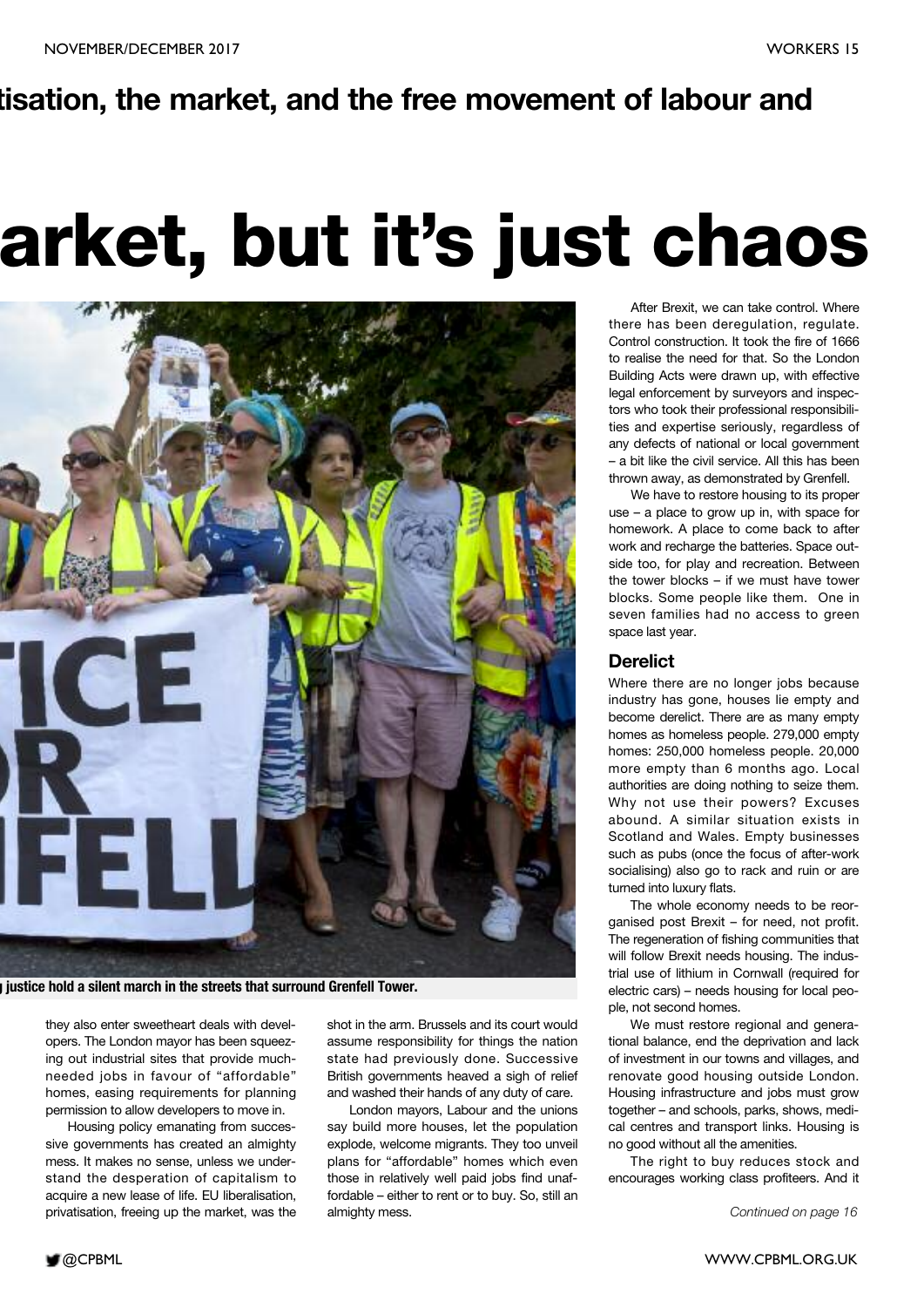## tisation, the market, and the free movement of labour and

# arket, but it's just chaos

justice hold a silent march in the streets that surround Grenfell Tower.

they also enter sweetheart deals with developers. The London mayor has been squeezing out industrial sites that provide much-needed jobs in favour of "affordable" homes, easing requirements for planning permission to allow developers to move in.

Housing policy emanating from successive governments has created an almighty mess. It makes no sense, unless we understand the desperation of capitalism to acquire a new lease of life. EU liberalisation, privatisation, freeing up the market, was the shot in the arm. Brussels and its court would assume responsibility for things the nation state had previously done. Successive British governments heaved a sigh of relief and washed their hands of any duty of care.

London mayors, Labour and the unions say build more houses, let the population explode, welcome migrants. They too unveil plans for "affordable" homes which even those in relatively well paid jobs find unaffordable – either to rent or to buy. So, still an almighty mess.

After Brexit, we can take control. Where there has been deregulation, regulate. Control construction. It took the fire of 1666 to realise the need for that. So the London Building Acts were drawn up, with effective legal enforcement by surveyors and inspectors who took their professional responsibilities and expertise seriously, regardless of any defects of national or local government – a bit like the civil service. All this has been thrown away, as demonstrated by Grenfell.

We have to restore housing to its proper use – a place to grow up in, with space for homework. A place to come back to after work and recharge the batteries. Space outside too, for play and recreation. Between the tower blocks – if we must have tower blocks. Some people like them. One in seven families had no access to green space last year.

### Derelict

Where there are no longer jobs because industry has gone, houses lie empty and become derelict. There are as many empty homes as homeless people. 279,000 empty homes: 250,000 homeless people. 20,000 more empty than 6 months ago. Local authorities are doing nothing to seize them. Why not use their powers? Excuses abound. A similar situation exists in Scotland and Wales. Empty businesses such as pubs (once the focus of after-work socialising) also go to rack and ruin or are turned into luxury flats.

The whole economy needs to be reorganised post Brexit – for need, not profit. The regeneration of fishing communities that will follow Brexit needs housing. The industrial use of lithium in Cornwall (required for electric cars) – needs housing for local people, not second homes.

We must restore regional and generational balance, end the deprivation and lack of investment in our towns and villages, and renovate good housing outside London. Housing infrastructure and jobs must grow together – and schools, parks, shows, medical centres and transport links. Housing is no good without all the amenities.

The right to buy reduces stock and encourages working class profiteers. And it

*Continued on page 16*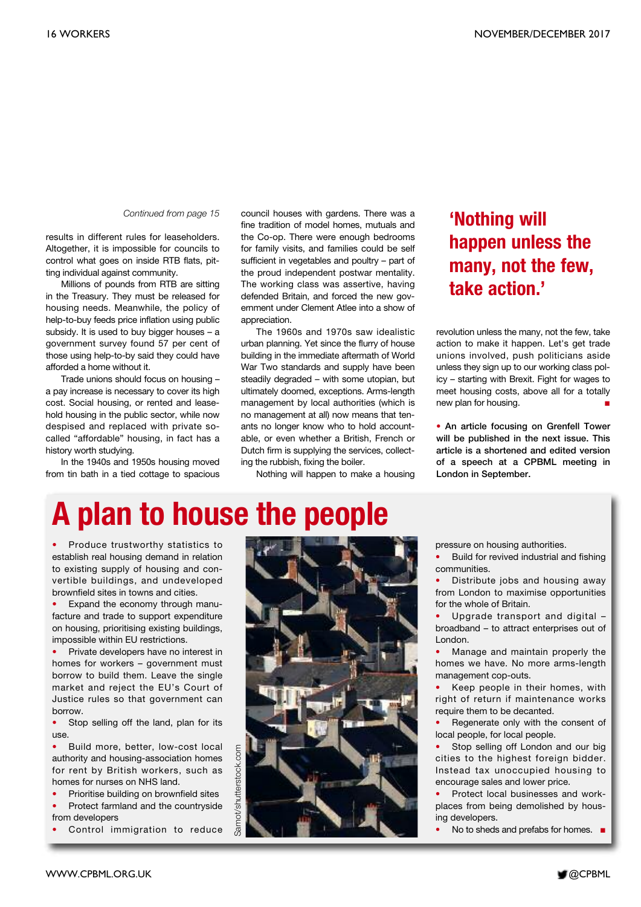*Continued from page 15*

results in different rules for leaseholders. Altogether, it is impossible for councils to control what goes on inside RTB flats, pitting individual against community.

Millions of pounds from RTB are sitting in the Treasury. They must be released for housing needs. Meanwhile, the policy of help-to-buy feeds price inflation using public subsidy. It is used to buy bigger houses – a government survey found 57 per cent of those using help-to-by said they could have afforded a home without it.

Trade unions should focus on housing – a pay increase is necessary to cover its high cost. Social housing, or rented and leasehold housing in the public sector, while now despised and replaced with private so-called "affordable" housing, in fact has a history worth studying.

In the 1940s and 1950s housing moved from tin bath in a tied cottage to spacious council houses with gardens. There was a fine tradition of model homes, mutuals and the Co-op. There were enough bedrooms for family visits, and families could be self sufficient in vegetables and poultry – part of the proud independent postwar mentality. The working class was assertive, having defended Britain, and forced the new government under Clement Atlee into a show of appreciation.

The 1960s and 1970s saw idealistic urban planning. Yet since the flurry of house building in the immediate aftermath of World War Two standards and supply have been steadily degraded – with some utopian, but ultimately doomed, exceptions. Arms-length management by local authorities (which is no management at all) now means that tenants no longer know who to hold accountable, or even whether a British, French or Dutch firm is supplying the services, collecting the rubbish, fixing the boiler.

Nothing will happen to make a housing revolution unless the many, not the few, take action to make it happen. Let's get trade unions involved, push politicians aside unless they sign up to our working class policy – starting with Brexit. Fight for wages to meet housing costs, above all for a totally new plan for housing. ■

## 'Nothing will happen unless the many, not the few, take action.'

**• An article focusing on Grenfell Tower will be published in the next issue. This article is a shortened and edited version of a speech at a CPBML meeting in London in September.**

# A plan to house the people

- Produce trustworthy statistics to establish real housing demand in relation to existing supply of housing and convertible buildings, and undeveloped brownfield sites in towns and cities.
- Expand the economy through manufacture and trade to support expenditure on housing, prioritising existing buildings, impossible within EU restrictions.
- Private developers have no interest in homes for workers – government must borrow to build them. Leave the single market and reject the EU's Court of Justice rules so that government can borrow.
- Stop selling off the land, plan for its use.
- Build more, better, low-cost local authority and housing-association homes for rent by British workers, such as homes for nurses on NHS land.
- Prioritise building on brownfield sites
- Protect farmland and the countryside from developers
- Control immigration to reduce pressure on housing authorities.
- Build for revived industrial and fishing communities.
- Distribute jobs and housing away from London to maximise opportunities for the whole of Britain.
- Upgrade transport and digital – broadband – to attract enterprises out of London.
- Manage and maintain properly the homes we have. No more arms-length management cop-outs.
- Keep people in their homes, with right of return if maintenance works require them to be decanted.
- Regenerate only with the consent of local people, for local people.
- Stop selling off London and our big cities to the highest foreign bidder. Instead tax unoccupied housing to encourage sales and lower price.
- Protect local businesses and workplaces from being demolished by housing developers.
- No to sheds and prefabs for homes. ■

Samot/shutterstock.com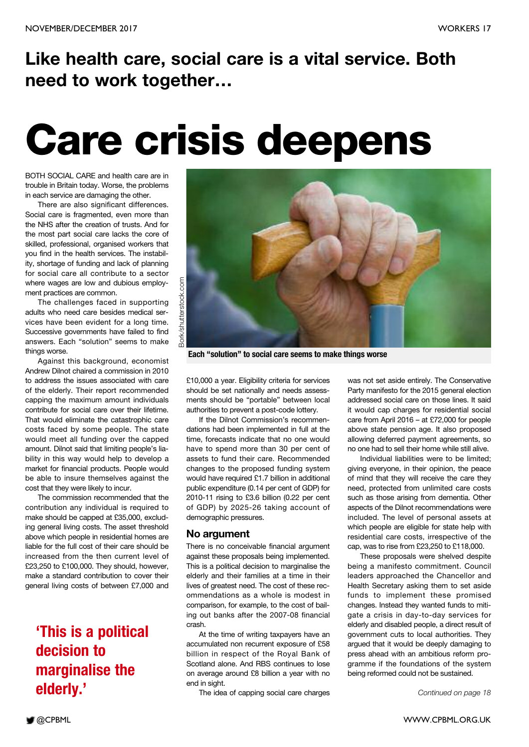## Like health care, social care is a vital service. Both need to work together…

# Care crisis deepens

BOTH SOCIAL CARE and health care are in trouble in Britain today. Worse, the problems in each service are damaging the other.

There are also significant differences. Social care is fragmented, even more than the NHS after the creation of trusts. And for the most part social care lacks the core of skilled, professional, organised workers that you find in the health services. The instability, shortage of funding and lack of planning for social care all contribute to a sector where wages are low and dubious employment practices are common.

The challenges faced in supporting adults who need care besides medical services have been evident for a long time. Successive governments have failed to find answers. Each "solution" seems to make things worse.

Against this background, economist Andrew Dilnot chaired a commission in 2010 to address the issues associated with care of the elderly. Their report recommended capping the maximum amount individuals contribute for social care over their lifetime. That would eliminate the catastrophic care costs faced by some people. The state would meet all funding over the capped amount. Dilnot said that limiting people's liability in this way would help to develop a market for financial products. People would be able to insure themselves against the cost that they were likely to incur.

The commission recommended that the contribution any individual is required to make should be capped at £35,000, excluding general living costs. The asset threshold above which people in residential homes are liable for the full cost of their care should be increased from the then current level of £23,250 to £100,000. They should, however, make a standard contribution to cover their general living costs of between £7,000 and £10,000 a year. Eligibility criteria for services should be set nationally and needs assessments should be "portable" between local authorities to prevent a post-code lottery.

Bork/shutterstock.com

Each "solution" to social care seems to make things worse

If the Dilnot Commission's recommendations had been implemented in full at the time, forecasts indicate that no one would have to spend more than 30 per cent of assets to fund their care. Recommended changes to the proposed funding system would have required £1.7 billion in additional public expenditure (0.14 per cent of GDP) for 2010-11 rising to £3.6 billion (0.22 per cent of GDP) by 2025-26 taking account of demographic pressures.

### No argument

There is no conceivable financial argument against these proposals being implemented. This is a political decision to marginalise the elderly and their families at a time in their lives of greatest need. The cost of these recommendations as a whole is modest in comparison, for example, to the cost of bailing out banks after the 2007-08 financial crash.

At the time of writing taxpayers have an accumulated non recurrent exposure of £58 billion in respect of the Royal Bank of Scotland alone. And RBS continues to lose on average around £8 billion a year with no end in sight.

The idea of capping social care charges was not set aside entirely. The Conservative Party manifesto for the 2015 general election addressed social care on those lines. It said it would cap charges for residential social care from April 2016 – at £72,000 for people above state pension age. It also proposed allowing deferred payment agreements, so no one had to sell their home while still alive.

Individual liabilities were to be limited; giving everyone, in their opinion, the peace of mind that they will receive the care they need, protected from unlimited care costs such as those arising from dementia. Other aspects of the Dilnot recommendations were included. The level of personal assets at which people are eligible for state help with residential care costs, irrespective of the cap, was to rise from £23,250 to £118,000.

These proposals were shelved despite being a manifesto commitment. Council leaders approached the Chancellor and Health Secretary asking them to set aside funds to implement these promised changes. Instead they wanted funds to mitigate a crisis in day-to-day services for elderly and disabled people, a direct result of government cuts to local authorities. They argued that it would be deeply damaging to press ahead with an ambitious reform programme if the foundations of the system being reformed could not be sustained.

**'This is a political decision to marginalise the elderly.'**

*Continued on page 18*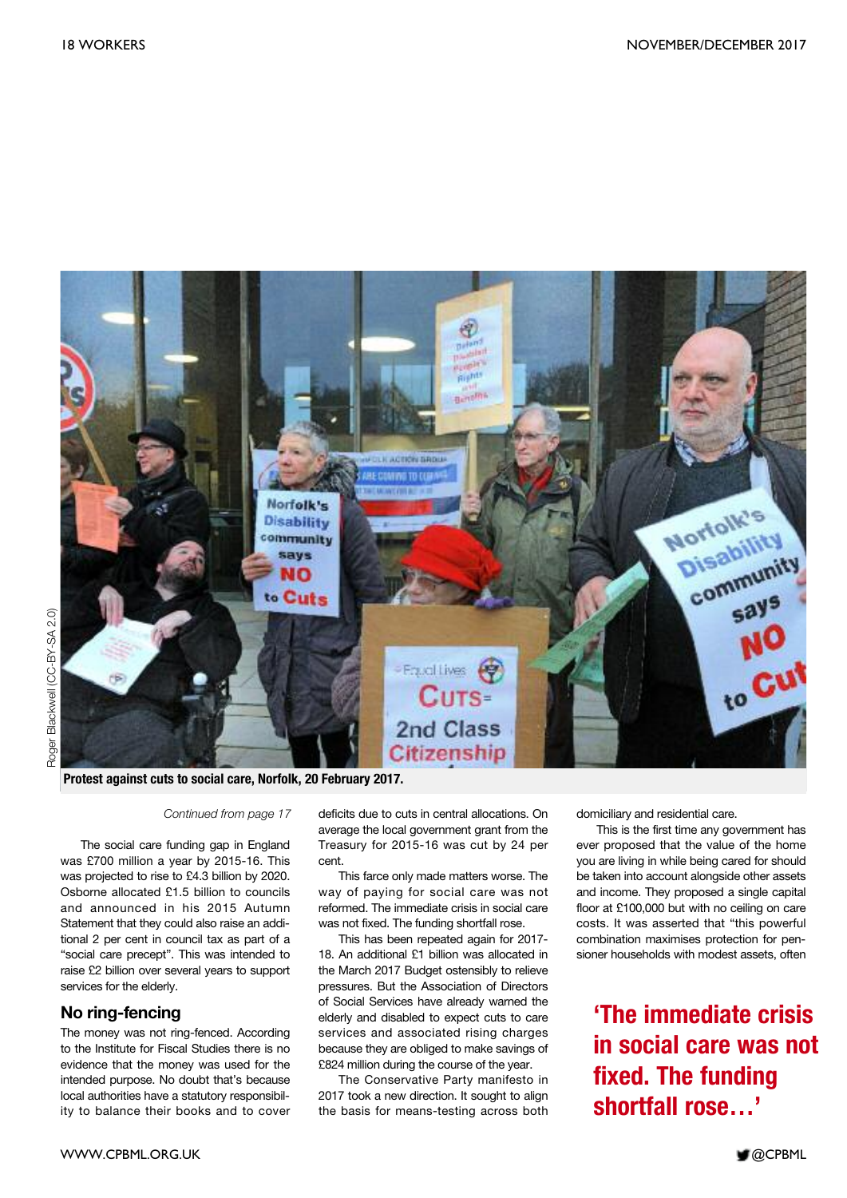Protest against cuts to social care, Norfolk, 20 February 2017.

*Continued from page 17*

The social care funding gap in England was £700 million a year by 2015-16. This was projected to rise to £4.3 billion by 2020. Osborne allocated £1.5 billion to councils and announced in his 2015 Autumn Statement that they could also raise an additional 2 per cent in council tax as part of a "social care precept". This was intended to raise £2 billion over several years to support services for the elderly.

## No ring-fencing

The money was not ring-fenced. According to the Institute for Fiscal Studies there is no evidence that the money was used for the intended purpose. No doubt that's because local authorities have a statutory responsibility to balance their books and to cover deficits due to cuts in central allocations. On average the local government grant from the Treasury for 2015-16 was cut by 24 per cent.

This farce only made matters worse. The way of paying for social care was not reformed. The immediate crisis in social care was not fixed. The funding shortfall rose.

This has been repeated again for 2017-18. An additional £1 billion was allocated in the March 2017 Budget ostensibly to relieve pressures. But the Association of Directors of Social Services have already warned the elderly and disabled to expect cuts to care services and associated rising charges because they are obliged to make savings of £824 million during the course of the year.

The Conservative Party manifesto in 2017 took a new direction. It sought to align the basis for means-testing across both domiciliary and residential care.

This is the first time any government has ever proposed that the value of the home you are living in while being cared for should be taken into account alongside other assets and income. They proposed a single capital floor at £100,000 but with no ceiling on care costs. It was asserted that "this powerful combination maximises protection for pensioner households with modest assets, often

**'The immediate crisis in social care was not fixed. The funding shortfall rose…'**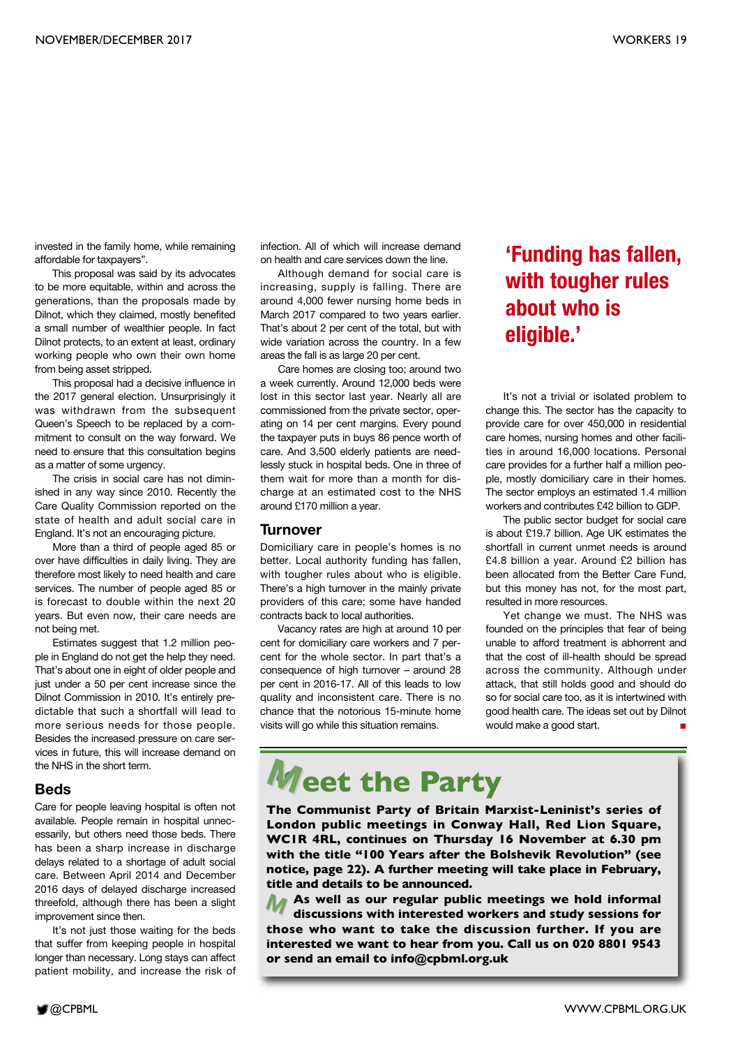invested in the family home, while remaining affordable for taxpayers".

This proposal was said by its advocates to be more equitable, within and across the generations, than the proposals made by Dilnot, which they claimed, mostly benefited a small number of wealthier people. In fact Dilnot protects, to an extent at least, ordinary working people who own their own home from being asset stripped.

This proposal had a decisive influence in the 2017 general election. Unsurprisingly it was withdrawn from the subsequent Queen's Speech to be replaced by a commitment to consult on the way forward. We need to ensure that this consultation begins as a matter of some urgency.

The crisis in social care has not diminished in any way since 2010. Recently the Care Quality Commission reported on the state of health and adult social care in England. It's not an encouraging picture.

More than a third of people aged 85 or over have difficulties in daily living. They are therefore most likely to need health and care services. The number of people aged 85 or is forecast to double within the next 20 years. But even now, their care needs are not being met.

Estimates suggest that 1.2 million people in England do not get the help they need. That's about one in eight of older people and just under a 50 per cent increase since the Dilnot Commission in 2010. It's entirely predictable that such a shortfall will lead to more serious needs for those people. Besides the increased pressure on care services in future, this will increase demand on the NHS in the short term.

## Beds

Care for people leaving hospital is often not available. People remain in hospital unnecessarily, but others need those beds. There has been a sharp increase in discharge delays related to a shortage of adult social care. Between April 2014 and December 2016 days of delayed discharge increased threefold, although there has been a slight improvement since then.

It's not just those waiting for the beds that suffer from keeping people in hospital longer than necessary. Long stays can affect patient mobility, and increase the risk of infection. All of which will increase demand on health and care services down the line.

Although demand for social care is increasing, supply is falling. There are around 4,000 fewer nursing home beds in March 2017 compared to two years earlier. That's about 2 per cent of the total, but with wide variation across the country. In a few areas the fall is as large 20 per cent.

Care homes are closing too; around two a week currently. Around 12,000 beds were lost in this sector last year. Nearly all are commissioned from the private sector, operating on 14 per cent margins. Every pound the taxpayer puts in buys 86 pence worth of care. And 3,500 elderly patients are needlessly stuck in hospital beds. One in three of them wait for more than a month for discharge at an estimated cost to the NHS around £170 million a year.

## Turnover

Domiciliary care in people's homes is no better. Local authority funding has fallen, with tougher rules about who is eligible. There's a high turnover in the mainly private providers of this care; some have handed contracts back to local authorities.

Vacancy rates are high at around 10 per cent for domiciliary care workers and 7 percent for the whole sector. In part that's a consequence of high turnover – around 28 per cent in 2016-17. All of this leads to low quality and inconsistent care. There is no chance that the notorious 15-minute home visits will go while this situation remains.

**'Funding has fallen, with tougher rules about who is eligible.'**

It's not a trivial or isolated problem to change this. The sector has the capacity to provide care for over 450,000 in residential care homes, nursing homes and other facilities in around 16,000 locations. Personal care provides for a further half a million people, mostly domiciliary care in their homes. The sector employs an estimated 1.4 million workers and contributes £42 billion to GDP.

The public sector budget for social care is about £19.7 billion. Age UK estimates the shortfall in current unmet needs is around £4.8 billion a year. Around £2 billion has been allocated from the Better Care Fund, but this money has not, for the most part, resulted in more resources.

Yet change we must. The NHS was founded on the principles that fear of being unable to afford treatment is abhorrent and that the cost of ill-health should be spread across the community. Although under attack, that still holds good and should do so for social care too, as it is intertwined with good health care. The ideas set out by Dilnot would make a good start. ■

## Meet the Party

**The Communist Party of Britain Marxist-Leninist's series of London public meetings in Conway Hall, Red Lion Square, WC1R 4RL, continues on Thursday 16 November at 6.30 pm with the title "100 Years after the Bolshevik Revolution" (see notice, page 22). A further meeting will take place in February, title and details to be announced.**

**As well as our regular public meetings we hold informal discussions with interested workers and study sessions for those who want to take the discussion further. If you are interested we want to hear from you. Call us on 020 8801 9543 or send an email to info@cpbml.org.uk**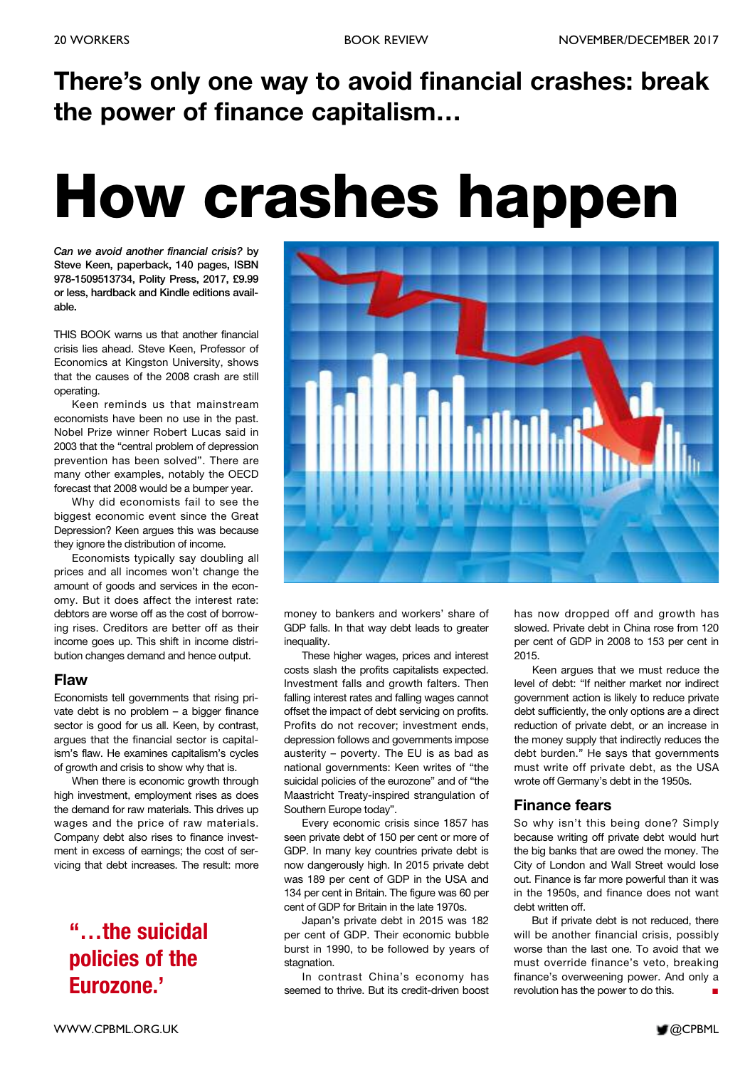## There's only one way to avoid financial crashes: break the power of finance capitalism…

# How crashes happen

***Can we avoid another financial crisis?*** **by Steve Keen, paperback, 140 pages, ISBN 978-1509513734, Polity Press, 2017, £9.99 or less, hardback and Kindle editions available.**

THIS BOOK warns us that another financial crisis lies ahead. Steve Keen, Professor of Economics at Kingston University, shows that the causes of the 2008 crash are still operating.

Keen reminds us that mainstream economists have been no use in the past. Nobel Prize winner Robert Lucas said in 2003 that the "central problem of depression prevention has been solved". There are many other examples, notably the OECD forecast that 2008 would be a bumper year.

Why did economists fail to see the biggest economic event since the Great Depression? Keen argues this was because they ignore the distribution of income.

Economists typically say doubling all prices and all incomes won't change the amount of goods and services in the economy. But it does affect the interest rate: debtors are worse off as the cost of borrowing rises. Creditors are better off as their income goes up. This shift in income distribution changes demand and hence output.

### Flaw

Economists tell governments that rising private debt is no problem – a bigger finance sector is good for us all. Keen, by contrast, argues that the financial sector is capitalism's flaw. He examines capitalism's cycles of growth and crisis to show why that is.

When there is economic growth through high investment, employment rises as does the demand for raw materials. This drives up wages and the price of raw materials. Company debt also rises to finance investment in excess of earnings; the cost of servicing that debt increases. The result: more money to bankers and workers' share of GDP falls. In that way debt leads to greater inequality.

**"…the suicidal policies of the Eurozone.'**

These higher wages, prices and interest costs slash the profits capitalists expected. Investment falls and growth falters. Then falling interest rates and falling wages cannot offset the impact of debt servicing on profits. Profits do not recover; investment ends, depression follows and governments impose austerity – poverty. The EU is as bad as national governments: Keen writes of "the suicidal policies of the eurozone" and of "the Maastricht Treaty-inspired strangulation of Southern Europe today".

Every economic crisis since 1857 has seen private debt of 150 per cent or more of GDP. In many key countries private debt is now dangerously high. In 2015 private debt was 189 per cent of GDP in the USA and 134 per cent in Britain. The figure was 60 per cent of GDP for Britain in the late 1970s.

Japan's private debt in 2015 was 182 per cent of GDP. Their economic bubble burst in 1990, to be followed by years of stagnation.

In contrast China's economy has seemed to thrive. But its credit-driven boost has now dropped off and growth has slowed. Private debt in China rose from 120 per cent of GDP in 2008 to 153 per cent in 2015.

Keen argues that we must reduce the level of debt: "If neither market nor indirect government action is likely to reduce private debt sufficiently, the only options are a direct reduction of private debt, or an increase in the money supply that indirectly reduces the debt burden." He says that governments must write off private debt, as the USA wrote off Germany's debt in the 1950s.

### Finance fears

So why isn't this being done? Simply because writing off private debt would hurt the big banks that are owed the money. The City of London and Wall Street would lose out. Finance is far more powerful than it was in the 1950s, and finance does not want debt written off.

But if private debt is not reduced, there will be another financial crisis, possibly worse than the last one. To avoid that we must override finance's veto, breaking finance's overweening power. And only a revolution has the power to do this. ■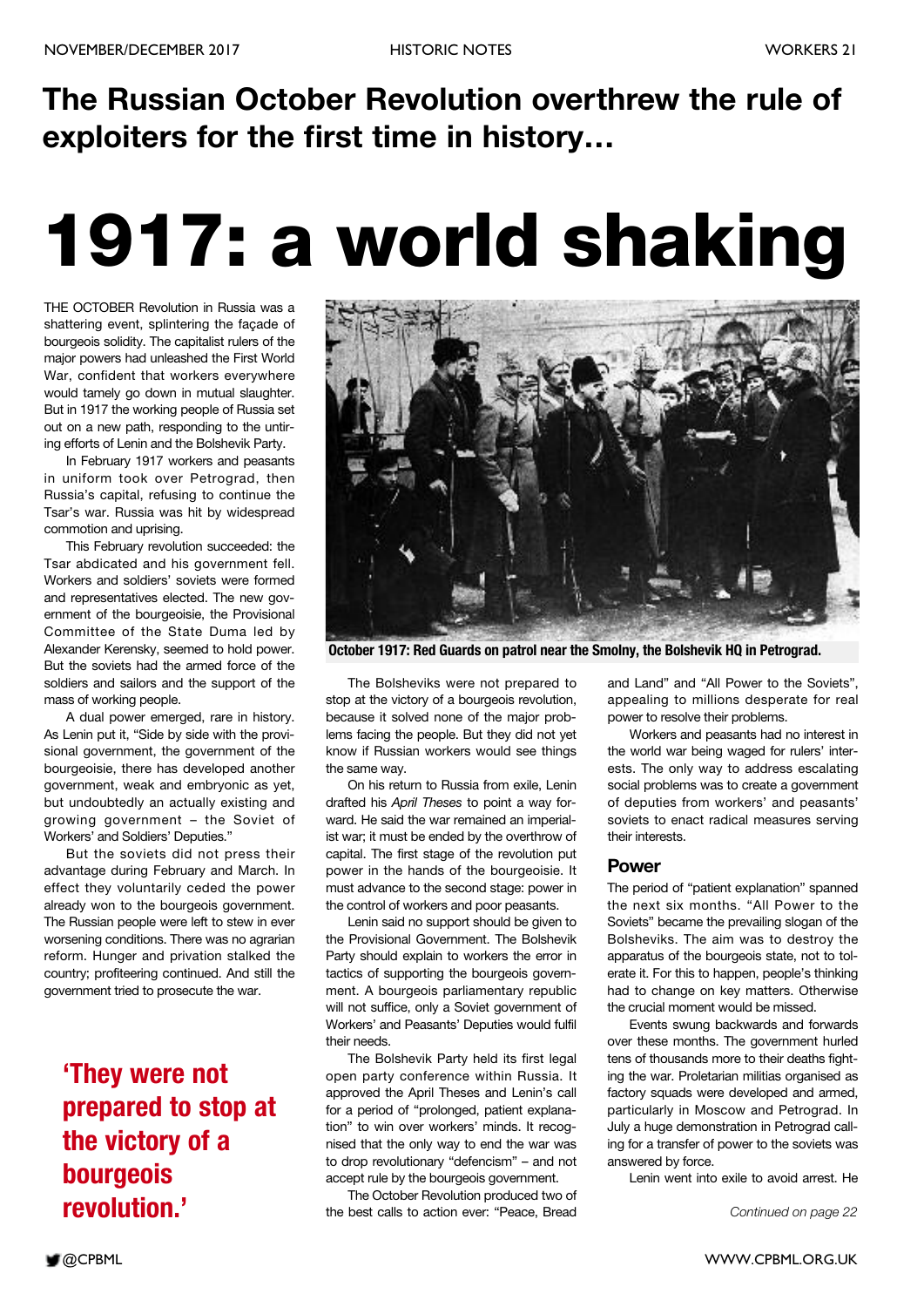## The Russian October Revolution overthrew the rule of exploiters for the first time in history…

# 1917: a world shaking

THE OCTOBER Revolution in Russia was a shattering event, splintering the façade of bourgeois solidity. The capitalist rulers of the major powers had unleashed the First World War, confident that workers everywhere would tamely go down in mutual slaughter. But in 1917 the working people of Russia set out on a new path, responding to the untiring efforts of Lenin and the Bolshevik Party.

In February 1917 workers and peasants in uniform took over Petrograd, then Russia's capital, refusing to continue the Tsar's war. Russia was hit by widespread commotion and uprising.

This February revolution succeeded: the Tsar abdicated and his government fell. Workers and soldiers' soviets were formed and representatives elected. The new government of the bourgeoisie, the Provisional Committee of the State Duma led by Alexander Kerensky, seemed to hold power. But the soviets had the armed force of the soldiers and sailors and the support of the mass of working people.

A dual power emerged, rare in history. As Lenin put it, "Side by side with the provisional government, the government of the bourgeoisie, there has developed another government, weak and embryonic as yet, but undoubtedly an actually existing and growing government – the Soviet of Workers' and Soldiers' Deputies."

But the soviets did not press their advantage during February and March. In effect they voluntarily ceded the power already won to the bourgeois government. The Russian people were left to stew in ever worsening conditions. There was no agrarian reform. Hunger and privation stalked the country; profiteering continued. And still the government tried to prosecute the war.

**'They were not prepared to stop at the victory of a bourgeois revolution.'**

**October 1917: Red Guards on patrol near the Smolny, the Bolshevik HQ in Petrograd.**

The Bolsheviks were not prepared to stop at the victory of a bourgeois revolution, because it solved none of the major problems facing the people. But they did not yet know if Russian workers would see things the same way.

On his return to Russia from exile, Lenin drafted his *April Theses* to point a way forward. He said the war remained an imperialist war; it must be ended by the overthrow of capital. The first stage of the revolution put power in the hands of the bourgeoisie. It must advance to the second stage: power in the control of workers and poor peasants.

Lenin said no support should be given to the Provisional Government. The Bolshevik Party should explain to workers the error in tactics of supporting the bourgeois government. A bourgeois parliamentary republic will not suffice, only a Soviet government of Workers' and Peasants' Deputies would fulfil their needs.

The Bolshevik Party held its first legal open party conference within Russia. It approved the April Theses and Lenin's call for a period of "prolonged, patient explanation" to win over workers' minds. It recognised that the only way to end the war was to drop revolutionary "defencism" – and not accept rule by the bourgeois government.

The October Revolution produced two of the best calls to action ever: "Peace, Bread and Land" and "All Power to the Soviets", appealing to millions desperate for real power to resolve their problems.

Workers and peasants had no interest in the world war being waged for rulers' interests. The only way to address escalating social problems was to create a government of deputies from workers' and peasants' soviets to enact radical measures serving their interests.

### Power

The period of "patient explanation" spanned the next six months. "All Power to the Soviets" became the prevailing slogan of the Bolsheviks. The aim was to destroy the apparatus of the bourgeois state, not to tolerate it. For this to happen, people's thinking had to change on key matters. Otherwise the crucial moment would be missed.

Events swung backwards and forwards over these months. The government hurled tens of thousands more to their deaths fighting the war. Proletarian militias organised as factory squads were developed and armed, particularly in Moscow and Petrograd. In July a huge demonstration in Petrograd calling for a transfer of power to the soviets was answered by force.

Lenin went into exile to avoid arrest. He

*Continued on page 22*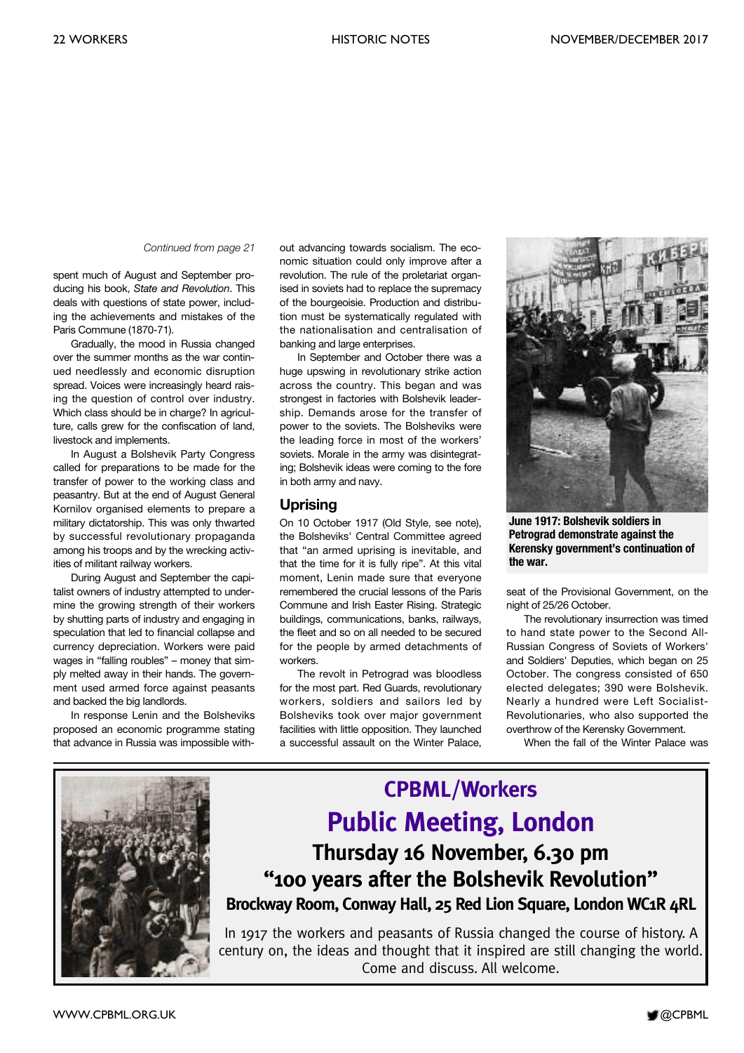*Continued from page 21*

spent much of August and September producing his book, *State and Revolution*. This deals with questions of state power, including the achievements and mistakes of the Paris Commune (1870-71).

Gradually, the mood in Russia changed over the summer months as the war continued needlessly and economic disruption spread. Voices were increasingly heard raising the question of control over industry. Which class should be in charge? In agriculture, calls grew for the confiscation of land, livestock and implements.

In August a Bolshevik Party Congress called for preparations to be made for the transfer of power to the working class and peasantry. But at the end of August General Kornilov organised elements to prepare a military dictatorship. This was only thwarted by successful revolutionary propaganda among his troops and by the wrecking activities of militant railway workers.

During August and September the capitalist owners of industry attempted to undermine the growing strength of their workers by shutting parts of industry and engaging in speculation that led to financial collapse and currency depreciation. Workers were paid wages in "falling roubles" – money that simply melted away in their hands. The government used armed force against peasants and backed the big landlords.

In response Lenin and the Bolsheviks proposed an economic programme stating that advance in Russia was impossible without advancing towards socialism. The economic situation could only improve after a revolution. The rule of the proletariat organised in soviets had to replace the supremacy of the bourgeoisie. Production and distribution must be systematically regulated with the nationalisation and centralisation of banking and large enterprises.

In September and October there was a huge upswing in revolutionary strike action across the country. This began and was strongest in factories with Bolshevik leadership. Demands arose for the transfer of power to the soviets. The Bolsheviks were the leading force in most of the workers' soviets. Morale in the army was disintegrating; Bolshevik ideas were coming to the fore in both army and navy.

## Uprising

On 10 October 1917 (Old Style, see note), the Bolsheviks' Central Committee agreed that "an armed uprising is inevitable, and that the time for it is fully ripe". At this vital moment, Lenin made sure that everyone remembered the crucial lessons of the Paris Commune and Irish Easter Rising. Strategic buildings, communications, banks, railways, the fleet and so on all needed to be secured for the people by armed detachments of workers.

The revolt in Petrograd was bloodless for the most part. Red Guards, revolutionary workers, soldiers and sailors led by Bolsheviks took over major government facilities with little opposition. They launched a successful assault on the Winter Palace, seat of the Provisional Government, on the night of 25/26 October.

**June 1917: Bolshevik soldiers in Petrograd demonstrate against the Kerensky government's continuation of the war.**

The revolutionary insurrection was timed to hand state power to the Second All-Russian Congress of Soviets of Workers' and Soldiers' Deputies, which began on 25 October. The congress consisted of 650 elected delegates; 390 were Bolshevik. Nearly a hundred were Left Socialist-Revolutionaries, who also supported the overthrow of the Kerensky Government.

When the fall of the Winter Palace was

---

## CPBML/Workers

## Public Meeting, London

### Thursday 16 November, 6.30 pm

### "100 years after the Bolshevik Revolution"

**Brockway Room, Conway Hall, 25 Red Lion Square, London WC1R 4RL**

In 1917 the workers and peasants of Russia changed the course of history. A century on, the ideas and thought that it inspired are still changing the world. Come and discuss. All welcome.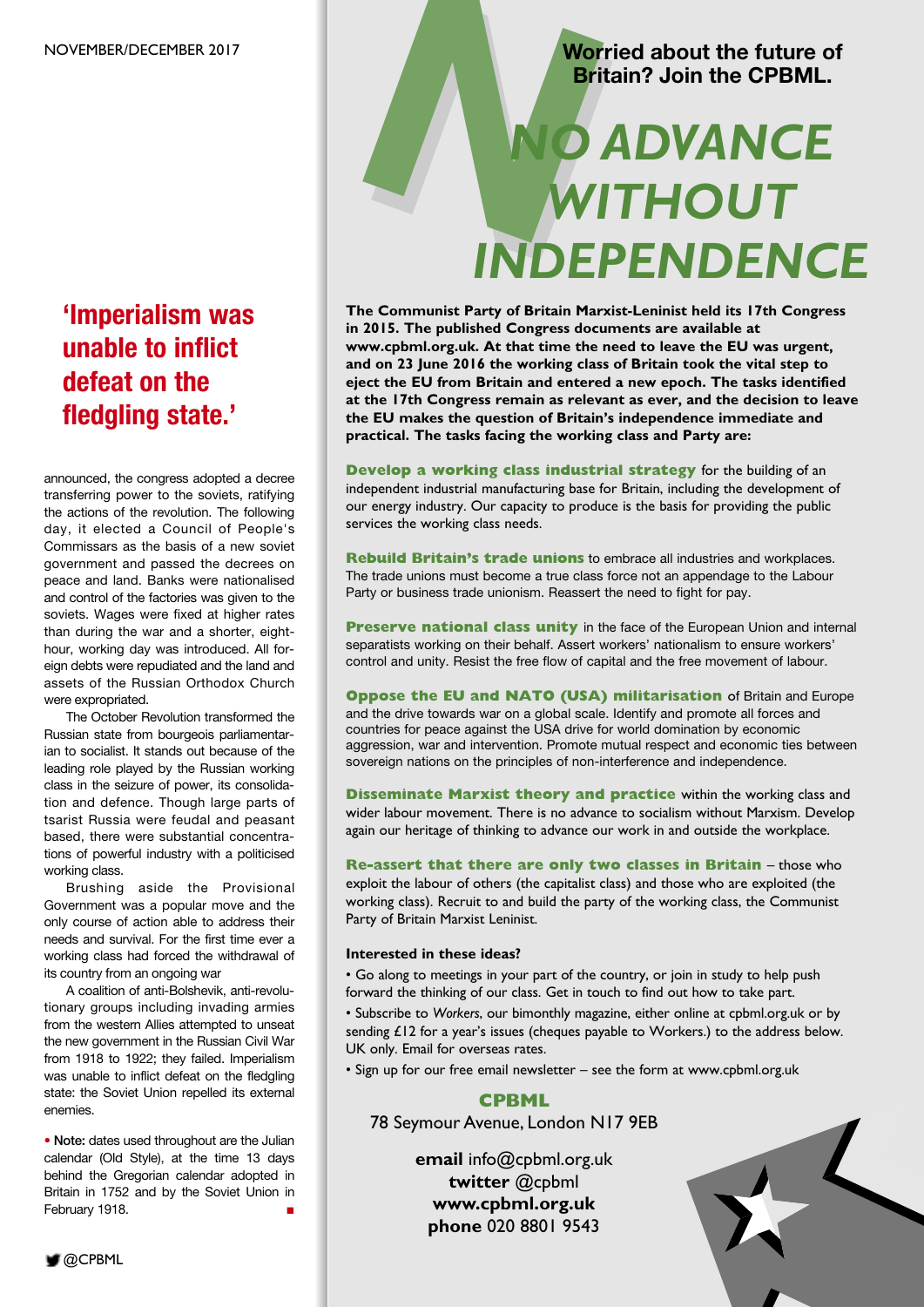## 'Imperialism was unable to inflict defeat on the fledgling state.'

announced, the congress adopted a decree transferring power to the soviets, ratifying the actions of the revolution. The following day, it elected a Council of People's Commissars as the basis of a new soviet government and passed the decrees on peace and land. Banks were nationalised and control of the factories was given to the soviets. Wages were fixed at higher rates than during the war and a shorter, eight-hour, working day was introduced. All foreign debts were repudiated and the land and assets of the Russian Orthodox Church were expropriated.

The October Revolution transformed the Russian state from bourgeois parliamentarian to socialist. It stands out because of the leading role played by the Russian working class in the seizure of power, its consolidation and defence. Though large parts of tsarist Russia were feudal and peasant based, there were substantial concentrations of powerful industry with a politicised working class.

Brushing aside the Provisional Government was a popular move and the only course of action able to address their needs and survival. For the first time ever a working class had forced the withdrawal of its country from an ongoing war

A coalition of anti-Bolshevik, anti-revolutionary groups including invading armies from the western Allies attempted to unseat the new government in the Russian Civil War from 1918 to 1922; they failed. Imperialism was unable to inflict defeat on the fledgling state: the Soviet Union repelled its external enemies.

• **Note:** dates used throughout are the Julian calendar (Old Style), at the time 13 days behind the Gregorian calendar adopted in Britain in 1752 and by the Soviet Union in February 1918. ■

**Worried about the future of Britain? Join the CPBML.**

# NO ADVANCE WITHOUT INDEPENDENCE

**The Communist Party of Britain Marxist-Leninist held its 17th Congress in 2015. The published Congress documents are available at www.cpbml.org.uk. At that time the need to leave the EU was urgent, and on 23 June 2016 the working class of Britain took the vital step to eject the EU from Britain and entered a new epoch. The tasks identified at the 17th Congress remain as relevant as ever, and the decision to leave the EU makes the question of Britain's independence immediate and practical. The tasks facing the working class and Party are:**

**Develop a working class industrial strategy** for the building of an independent industrial manufacturing base for Britain, including the development of our energy industry. Our capacity to produce is the basis for providing the public services the working class needs.

**Rebuild Britain's trade unions** to embrace all industries and workplaces. The trade unions must become a true class force not an appendage to the Labour Party or business trade unionism. Reassert the need to fight for pay.

**Preserve national class unity** in the face of the European Union and internal separatists working on their behalf. Assert workers' nationalism to ensure workers' control and unity. Resist the free flow of capital and the free movement of labour.

**Oppose the EU and NATO (USA) militarisation** of Britain and Europe and the drive towards war on a global scale. Identify and promote all forces and countries for peace against the USA drive for world domination by economic aggression, war and intervention. Promote mutual respect and economic ties between sovereign nations on the principles of non-interference and independence.

**Disseminate Marxist theory and practice** within the working class and wider labour movement. There is no advance to socialism without Marxism. Develop again our heritage of thinking to advance our work in and outside the workplace.

**Re-assert that there are only two classes in Britain** – those who exploit the labour of others (the capitalist class) and those who are exploited (the working class). Recruit to and build the party of the working class, the Communist Party of Britain Marxist Leninist.

**Interested in these ideas?**

• Go along to meetings in your part of the country, or join in study to help push forward the thinking of our class. Get in touch to find out how to take part.

• Subscribe to *Workers*, our bimonthly magazine, either online at cpbml.org.uk or by sending £12 for a year's issues (cheques payable to Workers.) to the address below. UK only. Email for overseas rates.

• Sign up for our free email newsletter – see the form at www.cpbml.org.uk

**CPBML**
78 Seymour Avenue, London N17 9EB

**email** info@cpbml.org.uk
**twitter** @cpbml
**www.cpbml.org.uk**
**phone** 020 8801 9543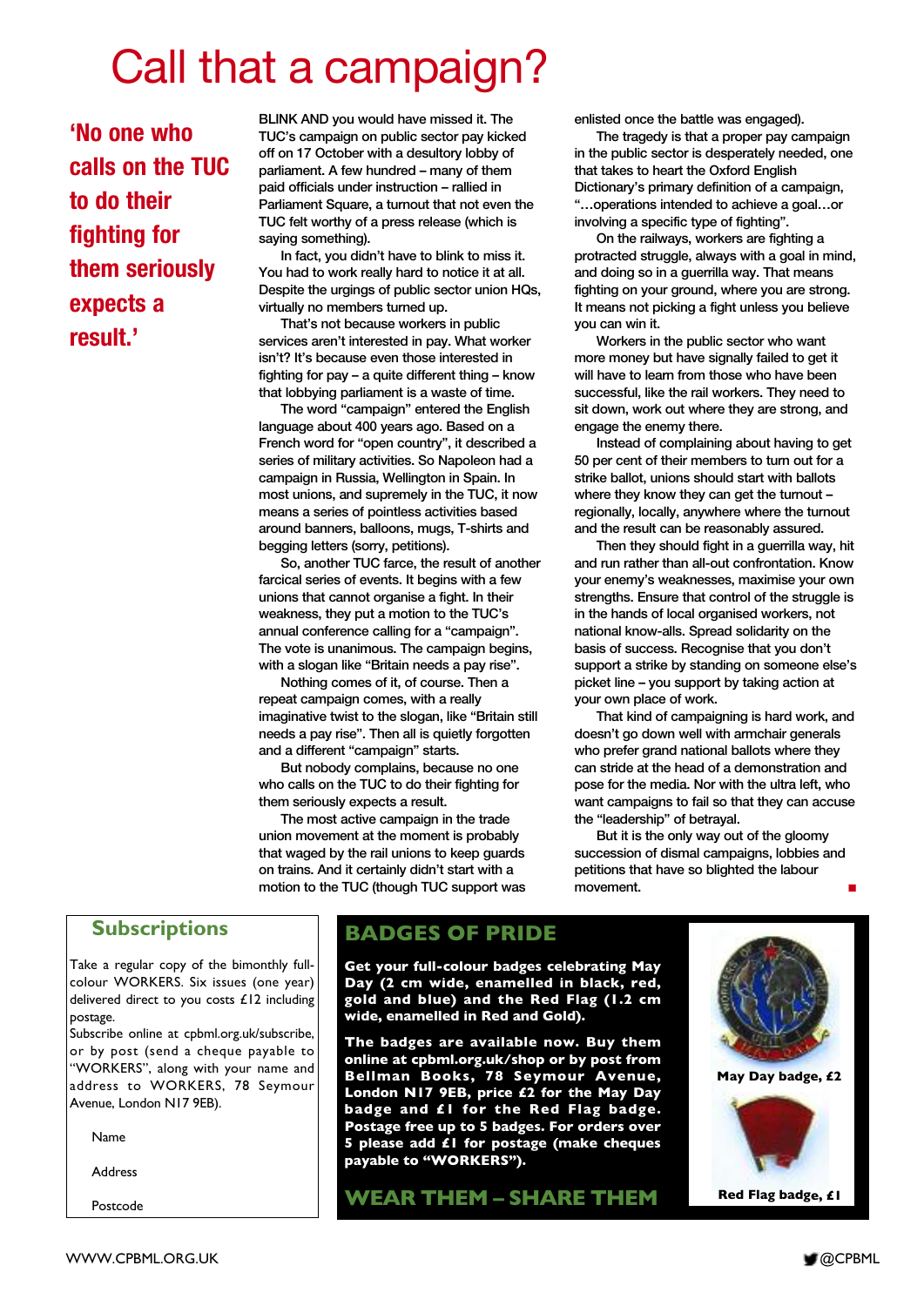# Call that a campaign?

**'No one who calls on the TUC to do their fighting for them seriously expects a result.'**

BLINK AND you would have missed it. The TUC's campaign on public sector pay kicked off on 17 October with a desultory lobby of parliament. A few hundred – many of them paid officials under instruction – rallied in Parliament Square, a turnout that not even the TUC felt worthy of a press release (which is saying something).

In fact, you didn't have to blink to miss it. You had to work really hard to notice it at all. Despite the urgings of public sector union HQs, virtually no members turned up.

That's not because workers in public services aren't interested in pay. What worker isn't? It's because even those interested in fighting for pay – a quite different thing – know that lobbying parliament is a waste of time.

The word "campaign" entered the English language about 400 years ago. Based on a French word for "open country", it described a series of military activities. So Napoleon had a campaign in Russia, Wellington in Spain. In most unions, and supremely in the TUC, it now means a series of pointless activities based around banners, balloons, mugs, T-shirts and begging letters (sorry, petitions).

So, another TUC farce, the result of another farcical series of events. It begins with a few unions that cannot organise a fight. In their weakness, they put a motion to the TUC's annual conference calling for a "campaign". The vote is unanimous. The campaign begins, with a slogan like "Britain needs a pay rise".

Nothing comes of it, of course. Then a repeat campaign comes, with a really imaginative twist to the slogan, like "Britain still needs a pay rise". Then all is quietly forgotten and a different "campaign" starts.

But nobody complains, because no one who calls on the TUC to do their fighting for them seriously expects a result.

The most active campaign in the trade union movement at the moment is probably that waged by the rail unions to keep guards on trains. And it certainly didn't start with a motion to the TUC (though TUC support was enlisted once the battle was engaged).

The tragedy is that a proper pay campaign in the public sector is desperately needed, one that takes to heart the Oxford English Dictionary's primary definition of a campaign, "…operations intended to achieve a goal…or involving a specific type of fighting".

On the railways, workers are fighting a protracted struggle, always with a goal in mind, and doing so in a guerrilla way. That means fighting on your ground, where you are strong. It means not picking a fight unless you believe you can win it.

Workers in the public sector who want more money but have signally failed to get it will have to learn from those who have been successful, like the rail workers. They need to sit down, work out where they are strong, and engage the enemy there.

Instead of complaining about having to get 50 per cent of their members to turn out for a strike ballot, unions should start with ballots where they know they can get the turnout – regionally, locally, anywhere where the turnout and the result can be reasonably assured.

Then they should fight in a guerrilla way, hit and run rather than all-out confrontation. Know your enemy's weaknesses, maximise your own strengths. Ensure that control of the struggle is in the hands of local organised workers, not national know-alls. Spread solidarity on the basis of success. Recognise that you don't support a strike by standing on someone else's picket line – you support by taking action at your own place of work.

That kind of campaigning is hard work, and doesn't go down well with armchair generals who prefer grand national ballots where they can stride at the head of a demonstration and pose for the media. Nor with the ultra left, who want campaigns to fail so that they can accuse the "leadership" of betrayal.

But it is the only way out of the gloomy succession of dismal campaigns, lobbies and petitions that have so blighted the labour movement. ■

## Subscriptions

Take a regular copy of the bimonthly full-colour WORKERS. Six issues (one year) delivered direct to you costs £12 including postage.

Subscribe online at cpbml.org.uk/subscribe, or by post (send a cheque payable to "WORKERS", along with your name and address to WORKERS, 78 Seymour Avenue, London N17 9EB).

Name

Address

Postcode

## BADGES OF PRIDE

**Get your full-colour badges celebrating May Day (2 cm wide, enamelled in black, red, gold and blue) and the Red Flag (1.2 cm wide, enamelled in Red and Gold).**

**The badges are available now. Buy them online at cpbml.org.uk/shop or by post from Bellman Books, 78 Seymour Avenue, London N17 9EB, price £2 for the May Day badge and £1 for the Red Flag badge. Postage free up to 5 badges. For orders over 5 please add £1 for postage (make cheques payable to "WORKERS").**

**May Day badge, £2**

**Red Flag badge, £1**

## WEAR THEM – SHARE THEM